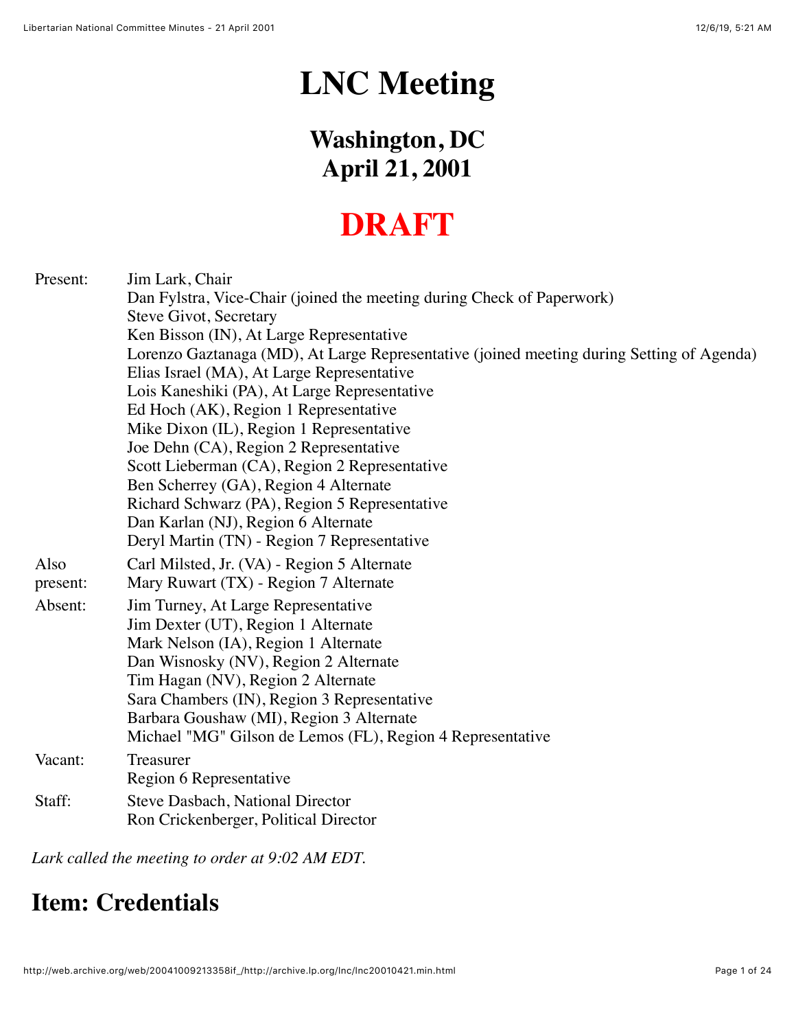# LNC Meeting

## Washington, DC
## April 21, 2001

# DRAFT

| | |
|---|---|
| Present: | Jim Lark, Chair |
| | Dan Fylstra, Vice-Chair (joined the meeting during Check of Paperwork) |
| | Steve Givot, Secretary |
| | Ken Bisson (IN), At Large Representative |
| | Lorenzo Gaztanaga (MD), At Large Representative (joined meeting during Setting of Agenda) |
| | Elias Israel (MA), At Large Representative |
| | Lois Kaneshiki (PA), At Large Representative |
| | Ed Hoch (AK), Region 1 Representative |
| | Mike Dixon (IL), Region 1 Representative |
| | Joe Dehn (CA), Region 2 Representative |
| | Scott Lieberman (CA), Region 2 Representative |
| | Ben Scherrey (GA), Region 4 Alternate |
| | Richard Schwarz (PA), Region 5 Representative |
| | Dan Karlan (NJ), Region 6 Alternate |
| | Deryl Martin (TN) - Region 7 Representative |
| Also present: | Carl Milsted, Jr. (VA) - Region 5 Alternate |
| | Mary Ruwart (TX) - Region 7 Alternate |
| Absent: | Jim Turney, At Large Representative |
| | Jim Dexter (UT), Region 1 Alternate |
| | Mark Nelson (IA), Region 1 Alternate |
| | Dan Wisnosky (NV), Region 2 Alternate |
| | Tim Hagan (NV), Region 2 Alternate |
| | Sara Chambers (IN), Region 3 Representative |
| | Barbara Goushaw (MI), Region 3 Alternate |
| | Michael "MG" Gilson de Lemos (FL), Region 4 Representative |
| Vacant: | Treasurer |
| | Region 6 Representative |
| Staff: | Steve Dasbach, National Director |
| | Ron Crickenberger, Political Director |

*Lark called the meeting to order at 9:02 AM EDT.*

## Item: Credentials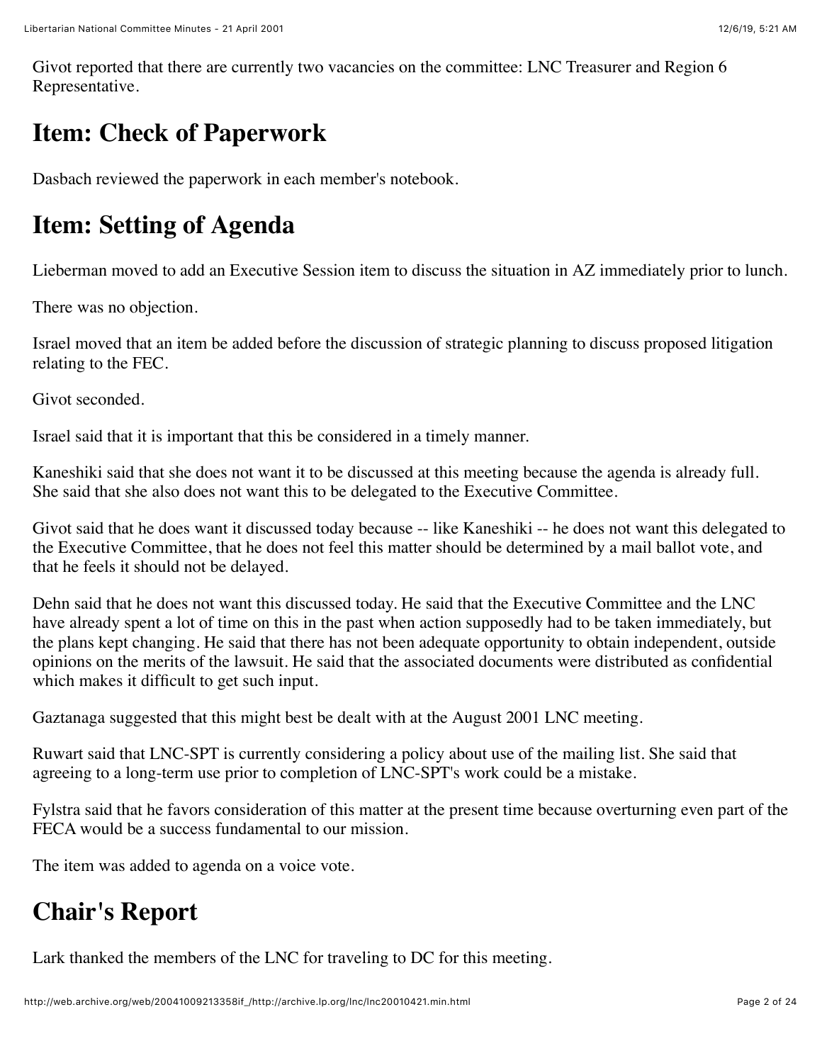Givot reported that there are currently two vacancies on the committee: LNC Treasurer and Region 6 Representative.

## Item: Check of Paperwork

Dasbach reviewed the paperwork in each member's notebook.

## Item: Setting of Agenda

Lieberman moved to add an Executive Session item to discuss the situation in AZ immediately prior to lunch.

There was no objection.

Israel moved that an item be added before the discussion of strategic planning to discuss proposed litigation relating to the FEC.

Givot seconded.

Israel said that it is important that this be considered in a timely manner.

Kaneshiki said that she does not want it to be discussed at this meeting because the agenda is already full. She said that she also does not want this to be delegated to the Executive Committee.

Givot said that he does want it discussed today because -- like Kaneshiki -- he does not want this delegated to the Executive Committee, that he does not feel this matter should be determined by a mail ballot vote, and that he feels it should not be delayed.

Dehn said that he does not want this discussed today. He said that the Executive Committee and the LNC have already spent a lot of time on this in the past when action supposedly had to be taken immediately, but the plans kept changing. He said that there has not been adequate opportunity to obtain independent, outside opinions on the merits of the lawsuit. He said that the associated documents were distributed as confidential which makes it difficult to get such input.

Gaztanaga suggested that this might best be dealt with at the August 2001 LNC meeting.

Ruwart said that LNC-SPT is currently considering a policy about use of the mailing list. She said that agreeing to a long-term use prior to completion of LNC-SPT's work could be a mistake.

Fylstra said that he favors consideration of this matter at the present time because overturning even part of the FECA would be a success fundamental to our mission.

The item was added to agenda on a voice vote.

## Chair's Report

Lark thanked the members of the LNC for traveling to DC for this meeting.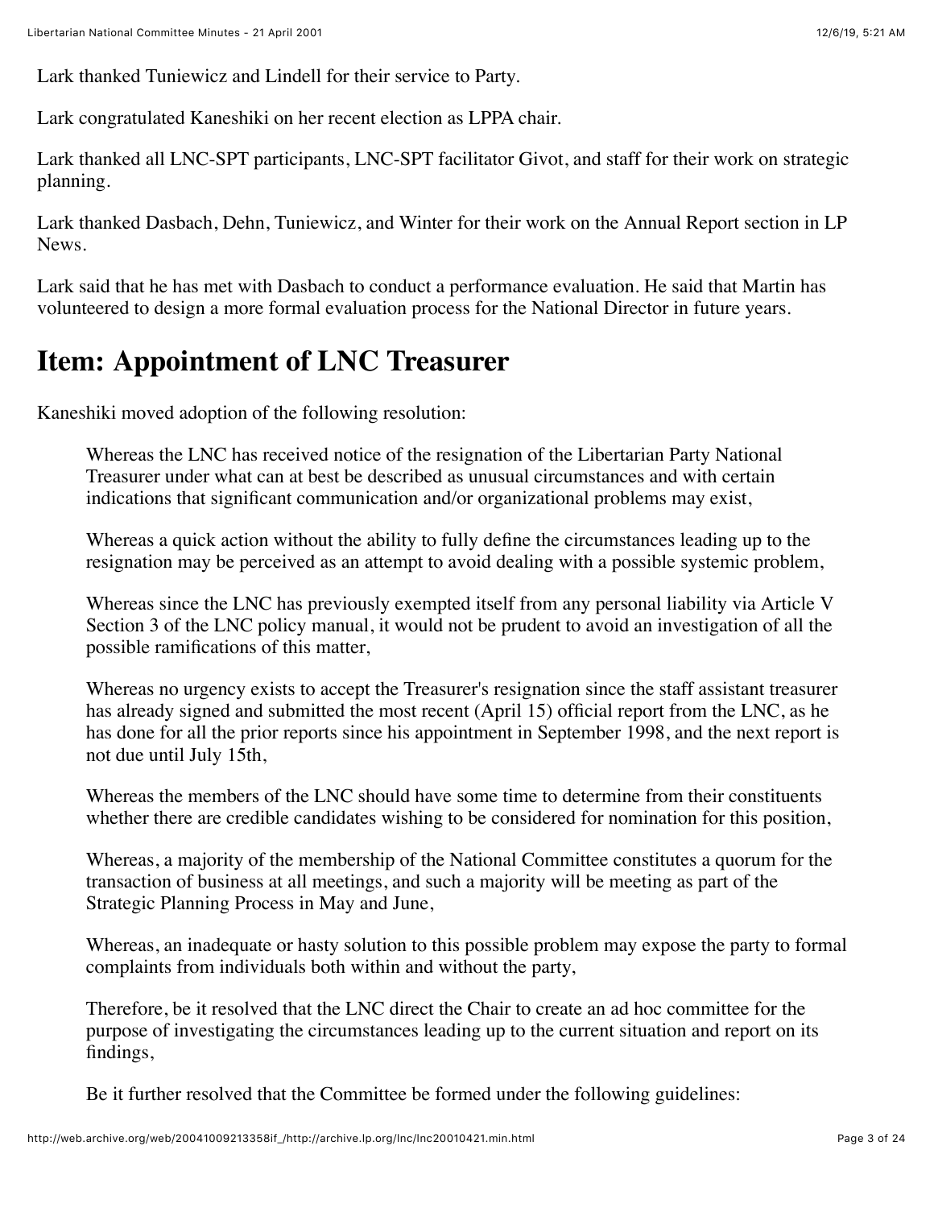Lark thanked Tuniewicz and Lindell for their service to Party.

Lark congratulated Kaneshiki on her recent election as LPPA chair.

Lark thanked all LNC-SPT participants, LNC-SPT facilitator Givot, and staff for their work on strategic planning.

Lark thanked Dasbach, Dehn, Tuniewicz, and Winter for their work on the Annual Report section in LP News.

Lark said that he has met with Dasbach to conduct a performance evaluation. He said that Martin has volunteered to design a more formal evaluation process for the National Director in future years.

# Item: Appointment of LNC Treasurer

Kaneshiki moved adoption of the following resolution:

> Whereas the LNC has received notice of the resignation of the Libertarian Party National Treasurer under what can at best be described as unusual circumstances and with certain indications that significant communication and/or organizational problems may exist,
>
> Whereas a quick action without the ability to fully define the circumstances leading up to the resignation may be perceived as an attempt to avoid dealing with a possible systemic problem,
>
> Whereas since the LNC has previously exempted itself from any personal liability via Article V Section 3 of the LNC policy manual, it would not be prudent to avoid an investigation of all the possible ramifications of this matter,
>
> Whereas no urgency exists to accept the Treasurer's resignation since the staff assistant treasurer has already signed and submitted the most recent (April 15) official report from the LNC, as he has done for all the prior reports since his appointment in September 1998, and the next report is not due until July 15th,
>
> Whereas the members of the LNC should have some time to determine from their constituents whether there are credible candidates wishing to be considered for nomination for this position,
>
> Whereas, a majority of the membership of the National Committee constitutes a quorum for the transaction of business at all meetings, and such a majority will be meeting as part of the Strategic Planning Process in May and June,
>
> Whereas, an inadequate or hasty solution to this possible problem may expose the party to formal complaints from individuals both within and without the party,
>
> Therefore, be it resolved that the LNC direct the Chair to create an ad hoc committee for the purpose of investigating the circumstances leading up to the current situation and report on its findings,
>
> Be it further resolved that the Committee be formed under the following guidelines: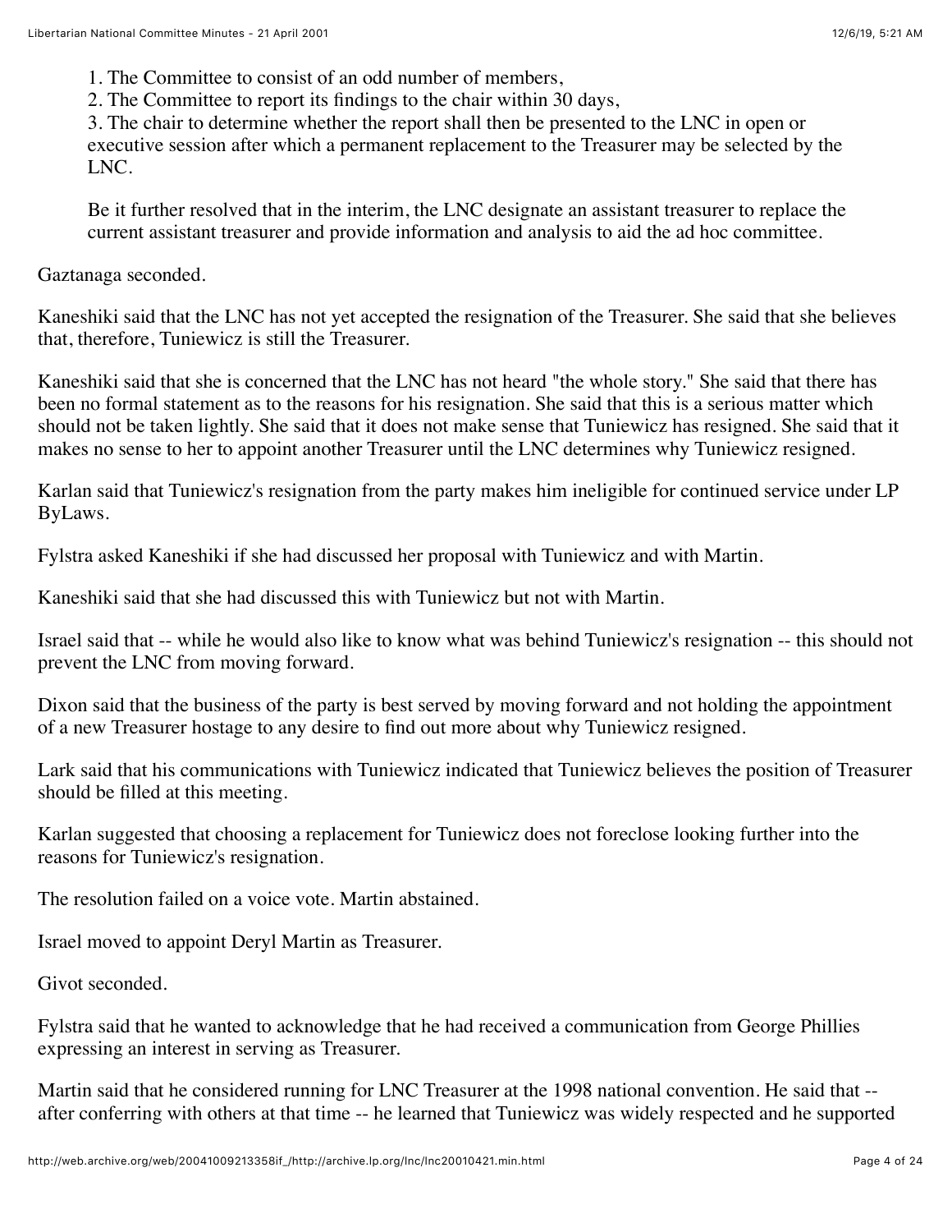1. The Committee to consist of an odd number of members,
2. The Committee to report its findings to the chair within 30 days,
3. The chair to determine whether the report shall then be presented to the LNC in open or executive session after which a permanent replacement to the Treasurer may be selected by the LNC.

> Be it further resolved that in the interim, the LNC designate an assistant treasurer to replace the current assistant treasurer and provide information and analysis to aid the ad hoc committee.

Gaztanaga seconded.

Kaneshiki said that the LNC has not yet accepted the resignation of the Treasurer. She said that she believes that, therefore, Tuniewicz is still the Treasurer.

Kaneshiki said that she is concerned that the LNC has not heard "the whole story." She said that there has been no formal statement as to the reasons for his resignation. She said that this is a serious matter which should not be taken lightly. She said that it does not make sense that Tuniewicz has resigned. She said that it makes no sense to her to appoint another Treasurer until the LNC determines why Tuniewicz resigned.

Karlan said that Tuniewicz's resignation from the party makes him ineligible for continued service under LP ByLaws.

Fylstra asked Kaneshiki if she had discussed her proposal with Tuniewicz and with Martin.

Kaneshiki said that she had discussed this with Tuniewicz but not with Martin.

Israel said that -- while he would also like to know what was behind Tuniewicz's resignation -- this should not prevent the LNC from moving forward.

Dixon said that the business of the party is best served by moving forward and not holding the appointment of a new Treasurer hostage to any desire to find out more about why Tuniewicz resigned.

Lark said that his communications with Tuniewicz indicated that Tuniewicz believes the position of Treasurer should be filled at this meeting.

Karlan suggested that choosing a replacement for Tuniewicz does not foreclose looking further into the reasons for Tuniewicz's resignation.

The resolution failed on a voice vote. Martin abstained.

Israel moved to appoint Deryl Martin as Treasurer.

Givot seconded.

Fylstra said that he wanted to acknowledge that he had received a communication from George Phillies expressing an interest in serving as Treasurer.

Martin said that he considered running for LNC Treasurer at the 1998 national convention. He said that -- after conferring with others at that time -- he learned that Tuniewicz was widely respected and he supported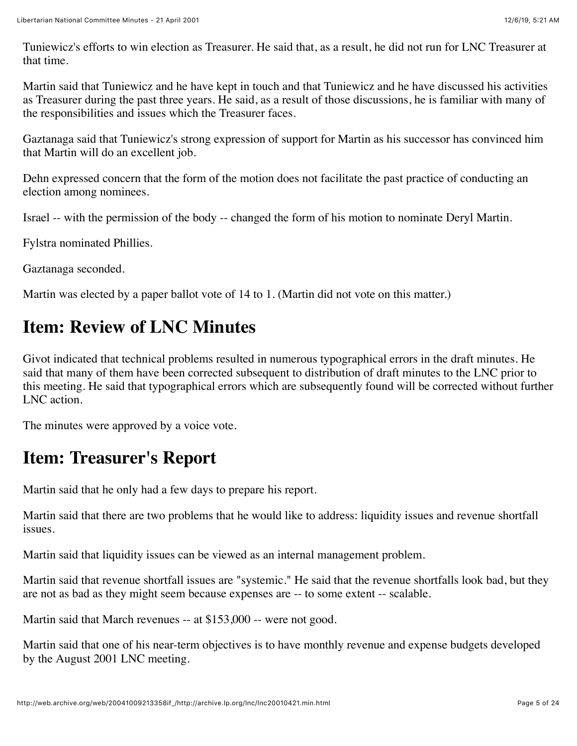Tuniewicz's efforts to win election as Treasurer. He said that, as a result, he did not run for LNC Treasurer at that time.

Martin said that Tuniewicz and he have kept in touch and that Tuniewicz and he have discussed his activities as Treasurer during the past three years. He said, as a result of those discussions, he is familiar with many of the responsibilities and issues which the Treasurer faces.

Gaztanaga said that Tuniewicz's strong expression of support for Martin as his successor has convinced him that Martin will do an excellent job.

Dehn expressed concern that the form of the motion does not facilitate the past practice of conducting an election among nominees.

Israel -- with the permission of the body -- changed the form of his motion to nominate Deryl Martin.

Fylstra nominated Phillies.

Gaztanaga seconded.

Martin was elected by a paper ballot vote of 14 to 1. (Martin did not vote on this matter.)

## Item: Review of LNC Minutes

Givot indicated that technical problems resulted in numerous typographical errors in the draft minutes. He said that many of them have been corrected subsequent to distribution of draft minutes to the LNC prior to this meeting. He said that typographical errors which are subsequently found will be corrected without further LNC action.

The minutes were approved by a voice vote.

## Item: Treasurer's Report

Martin said that he only had a few days to prepare his report.

Martin said that there are two problems that he would like to address: liquidity issues and revenue shortfall issues.

Martin said that liquidity issues can be viewed as an internal management problem.

Martin said that revenue shortfall issues are "systemic." He said that the revenue shortfalls look bad, but they are not as bad as they might seem because expenses are -- to some extent -- scalable.

Martin said that March revenues -- at $153,000 -- were not good.

Martin said that one of his near-term objectives is to have monthly revenue and expense budgets developed by the August 2001 LNC meeting.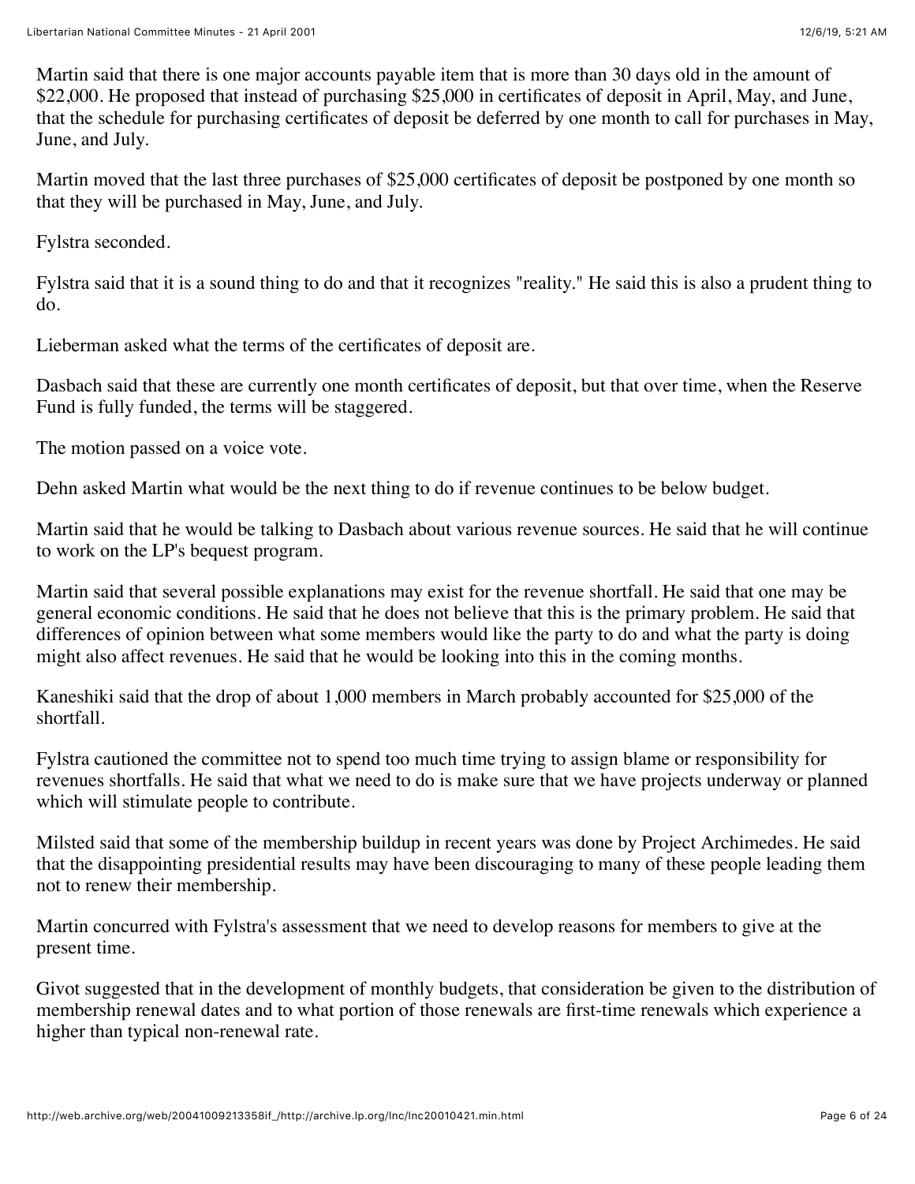Martin said that there is one major accounts payable item that is more than 30 days old in the amount of $22,000. He proposed that instead of purchasing $25,000 in certificates of deposit in April, May, and June, that the schedule for purchasing certificates of deposit be deferred by one month to call for purchases in May, June, and July.

Martin moved that the last three purchases of $25,000 certificates of deposit be postponed by one month so that they will be purchased in May, June, and July.

Fylstra seconded.

Fylstra said that it is a sound thing to do and that it recognizes "reality." He said this is also a prudent thing to do.

Lieberman asked what the terms of the certificates of deposit are.

Dasbach said that these are currently one month certificates of deposit, but that over time, when the Reserve Fund is fully funded, the terms will be staggered.

The motion passed on a voice vote.

Dehn asked Martin what would be the next thing to do if revenue continues to be below budget.

Martin said that he would be talking to Dasbach about various revenue sources. He said that he will continue to work on the LP's bequest program.

Martin said that several possible explanations may exist for the revenue shortfall. He said that one may be general economic conditions. He said that he does not believe that this is the primary problem. He said that differences of opinion between what some members would like the party to do and what the party is doing might also affect revenues. He said that he would be looking into this in the coming months.

Kaneshiki said that the drop of about 1,000 members in March probably accounted for $25,000 of the shortfall.

Fylstra cautioned the committee not to spend too much time trying to assign blame or responsibility for revenues shortfalls. He said that what we need to do is make sure that we have projects underway or planned which will stimulate people to contribute.

Milsted said that some of the membership buildup in recent years was done by Project Archimedes. He said that the disappointing presidential results may have been discouraging to many of these people leading them not to renew their membership.

Martin concurred with Fylstra's assessment that we need to develop reasons for members to give at the present time.

Givot suggested that in the development of monthly budgets, that consideration be given to the distribution of membership renewal dates and to what portion of those renewals are first-time renewals which experience a higher than typical non-renewal rate.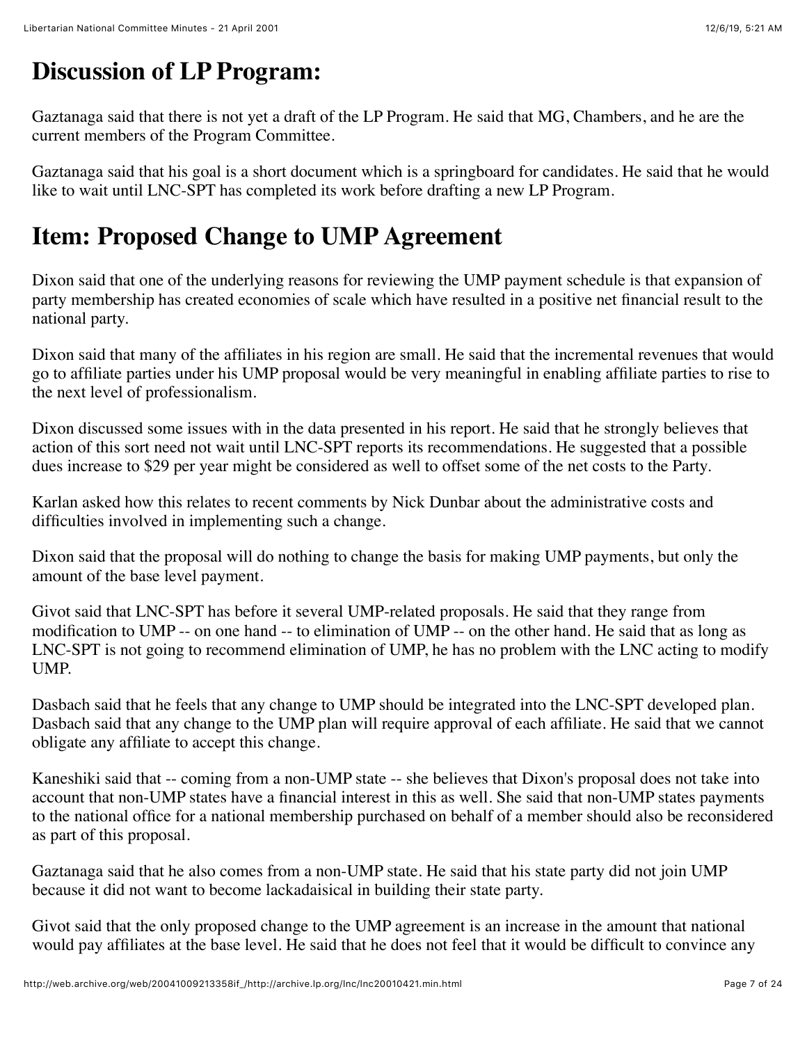## Discussion of LP Program:

Gaztanaga said that there is not yet a draft of the LP Program. He said that MG, Chambers, and he are the current members of the Program Committee.

Gaztanaga said that his goal is a short document which is a springboard for candidates. He said that he would like to wait until LNC-SPT has completed its work before drafting a new LP Program.

## Item: Proposed Change to UMP Agreement

Dixon said that one of the underlying reasons for reviewing the UMP payment schedule is that expansion of party membership has created economies of scale which have resulted in a positive net financial result to the national party.

Dixon said that many of the affiliates in his region are small. He said that the incremental revenues that would go to affiliate parties under his UMP proposal would be very meaningful in enabling affiliate parties to rise to the next level of professionalism.

Dixon discussed some issues with in the data presented in his report. He said that he strongly believes that action of this sort need not wait until LNC-SPT reports its recommendations. He suggested that a possible dues increase to $29 per year might be considered as well to offset some of the net costs to the Party.

Karlan asked how this relates to recent comments by Nick Dunbar about the administrative costs and difficulties involved in implementing such a change.

Dixon said that the proposal will do nothing to change the basis for making UMP payments, but only the amount of the base level payment.

Givot said that LNC-SPT has before it several UMP-related proposals. He said that they range from modification to UMP -- on one hand -- to elimination of UMP -- on the other hand. He said that as long as LNC-SPT is not going to recommend elimination of UMP, he has no problem with the LNC acting to modify UMP.

Dasbach said that he feels that any change to UMP should be integrated into the LNC-SPT developed plan. Dasbach said that any change to the UMP plan will require approval of each affiliate. He said that we cannot obligate any affiliate to accept this change.

Kaneshiki said that -- coming from a non-UMP state -- she believes that Dixon's proposal does not take into account that non-UMP states have a financial interest in this as well. She said that non-UMP states payments to the national office for a national membership purchased on behalf of a member should also be reconsidered as part of this proposal.

Gaztanaga said that he also comes from a non-UMP state. He said that his state party did not join UMP because it did not want to become lackadaisical in building their state party.

Givot said that the only proposed change to the UMP agreement is an increase in the amount that national would pay affiliates at the base level. He said that he does not feel that it would be difficult to convince any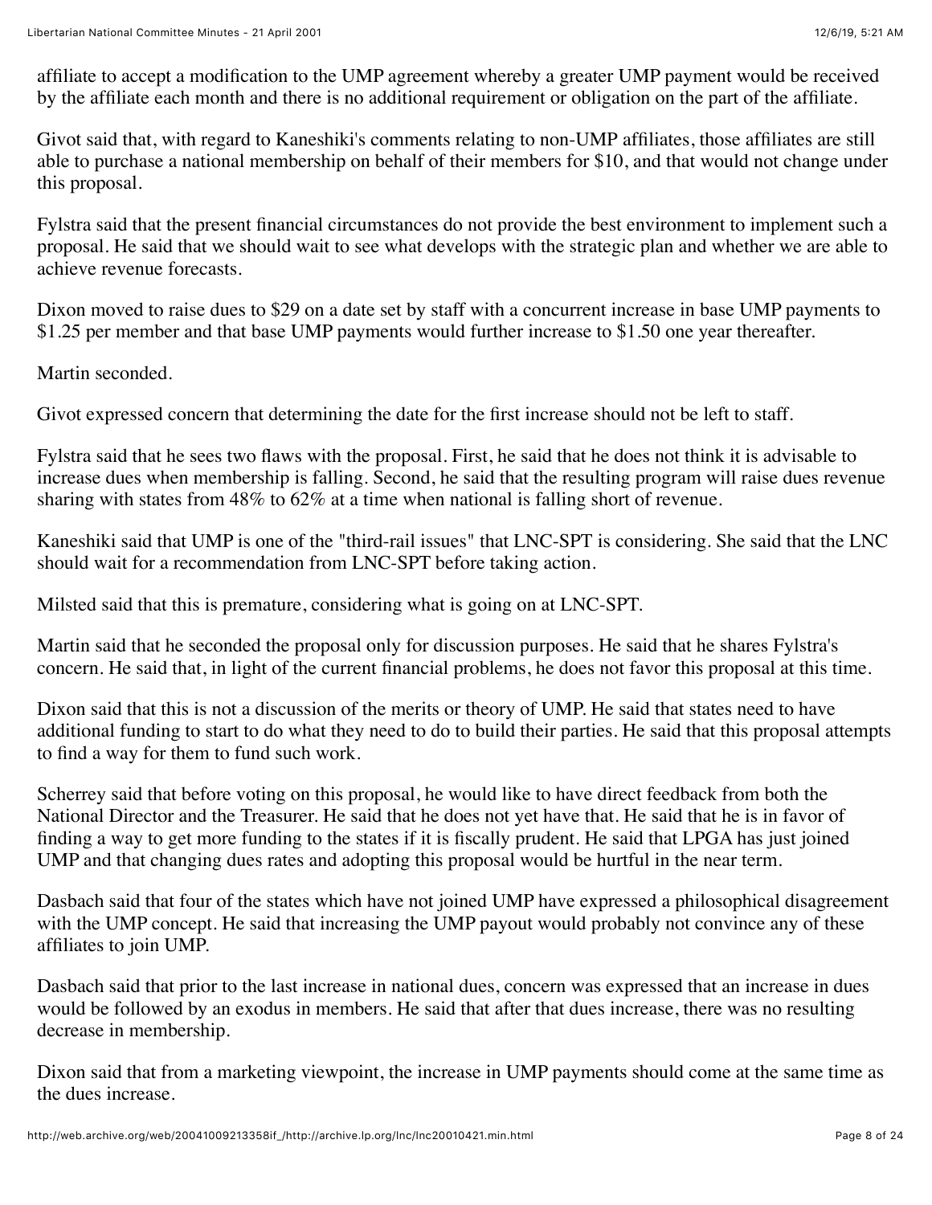affiliate to accept a modification to the UMP agreement whereby a greater UMP payment would be received by the affiliate each month and there is no additional requirement or obligation on the part of the affiliate.

Givot said that, with regard to Kaneshiki's comments relating to non-UMP affiliates, those affiliates are still able to purchase a national membership on behalf of their members for $10, and that would not change under this proposal.

Fylstra said that the present financial circumstances do not provide the best environment to implement such a proposal. He said that we should wait to see what develops with the strategic plan and whether we are able to achieve revenue forecasts.

Dixon moved to raise dues to $29 on a date set by staff with a concurrent increase in base UMP payments to $1.25 per member and that base UMP payments would further increase to $1.50 one year thereafter.

Martin seconded.

Givot expressed concern that determining the date for the first increase should not be left to staff.

Fylstra said that he sees two flaws with the proposal. First, he said that he does not think it is advisable to increase dues when membership is falling. Second, he said that the resulting program will raise dues revenue sharing with states from 48% to 62% at a time when national is falling short of revenue.

Kaneshiki said that UMP is one of the "third-rail issues" that LNC-SPT is considering. She said that the LNC should wait for a recommendation from LNC-SPT before taking action.

Milsted said that this is premature, considering what is going on at LNC-SPT.

Martin said that he seconded the proposal only for discussion purposes. He said that he shares Fylstra's concern. He said that, in light of the current financial problems, he does not favor this proposal at this time.

Dixon said that this is not a discussion of the merits or theory of UMP. He said that states need to have additional funding to start to do what they need to do to build their parties. He said that this proposal attempts to find a way for them to fund such work.

Scherrey said that before voting on this proposal, he would like to have direct feedback from both the National Director and the Treasurer. He said that he does not yet have that. He said that he is in favor of finding a way to get more funding to the states if it is fiscally prudent. He said that LPGA has just joined UMP and that changing dues rates and adopting this proposal would be hurtful in the near term.

Dasbach said that four of the states which have not joined UMP have expressed a philosophical disagreement with the UMP concept. He said that increasing the UMP payout would probably not convince any of these affiliates to join UMP.

Dasbach said that prior to the last increase in national dues, concern was expressed that an increase in dues would be followed by an exodus in members. He said that after that dues increase, there was no resulting decrease in membership.

Dixon said that from a marketing viewpoint, the increase in UMP payments should come at the same time as the dues increase.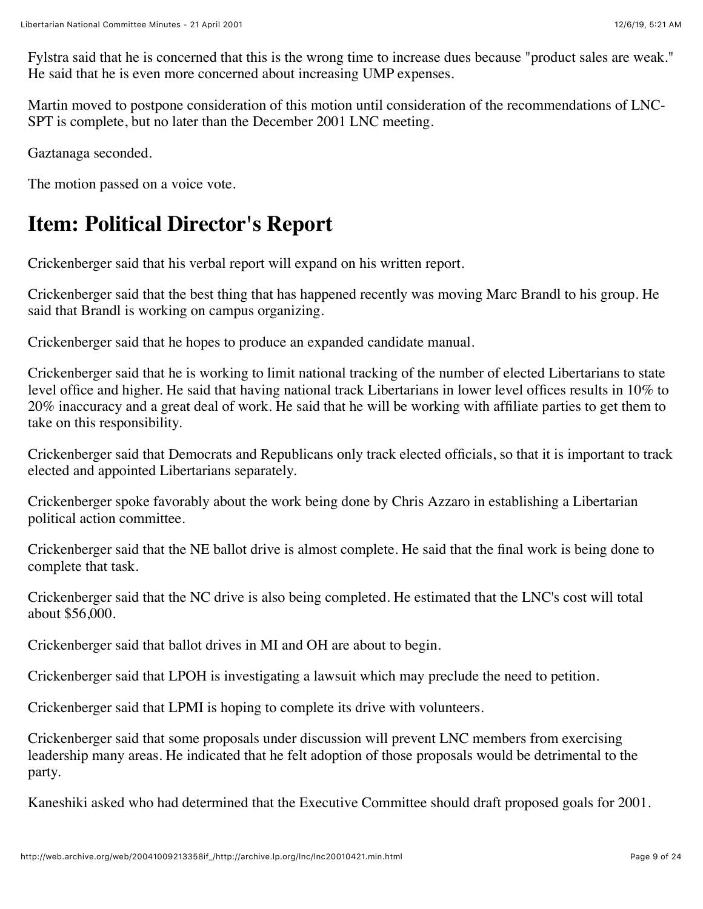Fylstra said that he is concerned that this is the wrong time to increase dues because "product sales are weak." He said that he is even more concerned about increasing UMP expenses.

Martin moved to postpone consideration of this motion until consideration of the recommendations of LNC-SPT is complete, but no later than the December 2001 LNC meeting.

Gaztanaga seconded.

The motion passed on a voice vote.

## Item: Political Director's Report

Crickenberger said that his verbal report will expand on his written report.

Crickenberger said that the best thing that has happened recently was moving Marc Brandl to his group. He said that Brandl is working on campus organizing.

Crickenberger said that he hopes to produce an expanded candidate manual.

Crickenberger said that he is working to limit national tracking of the number of elected Libertarians to state level office and higher. He said that having national track Libertarians in lower level offices results in 10% to 20% inaccuracy and a great deal of work. He said that he will be working with affiliate parties to get them to take on this responsibility.

Crickenberger said that Democrats and Republicans only track elected officials, so that it is important to track elected and appointed Libertarians separately.

Crickenberger spoke favorably about the work being done by Chris Azzaro in establishing a Libertarian political action committee.

Crickenberger said that the NE ballot drive is almost complete. He said that the final work is being done to complete that task.

Crickenberger said that the NC drive is also being completed. He estimated that the LNC's cost will total about $56,000.

Crickenberger said that ballot drives in MI and OH are about to begin.

Crickenberger said that LPOH is investigating a lawsuit which may preclude the need to petition.

Crickenberger said that LPMI is hoping to complete its drive with volunteers.

Crickenberger said that some proposals under discussion will prevent LNC members from exercising leadership many areas. He indicated that he felt adoption of those proposals would be detrimental to the party.

Kaneshiki asked who had determined that the Executive Committee should draft proposed goals for 2001.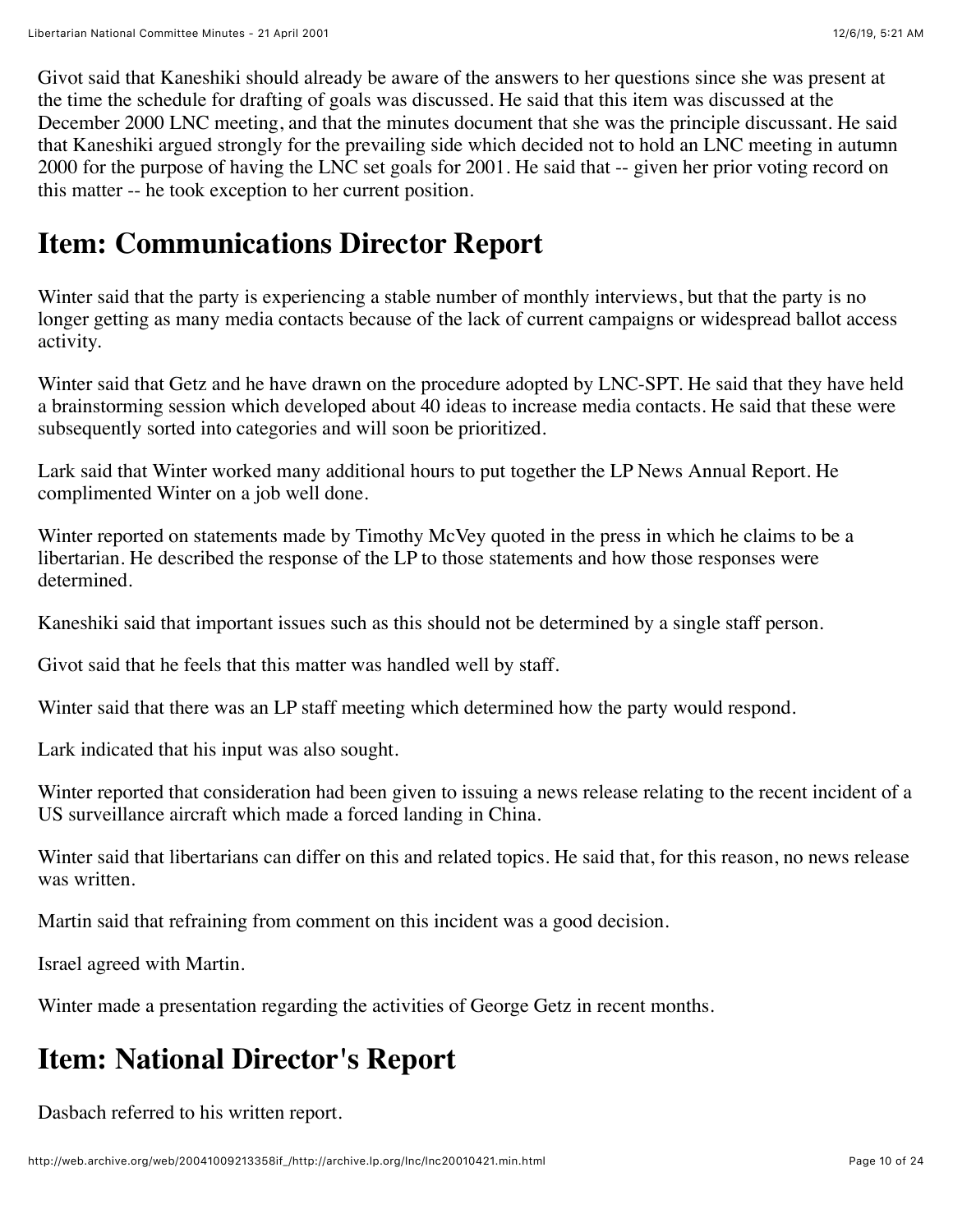Givot said that Kaneshiki should already be aware of the answers to her questions since she was present at the time the schedule for drafting of goals was discussed. He said that this item was discussed at the December 2000 LNC meeting, and that the minutes document that she was the principle discussant. He said that Kaneshiki argued strongly for the prevailing side which decided not to hold an LNC meeting in autumn 2000 for the purpose of having the LNC set goals for 2001. He said that -- given her prior voting record on this matter -- he took exception to her current position.

## Item: Communications Director Report

Winter said that the party is experiencing a stable number of monthly interviews, but that the party is no longer getting as many media contacts because of the lack of current campaigns or widespread ballot access activity.

Winter said that Getz and he have drawn on the procedure adopted by LNC-SPT. He said that they have held a brainstorming session which developed about 40 ideas to increase media contacts. He said that these were subsequently sorted into categories and will soon be prioritized.

Lark said that Winter worked many additional hours to put together the LP News Annual Report. He complimented Winter on a job well done.

Winter reported on statements made by Timothy McVey quoted in the press in which he claims to be a libertarian. He described the response of the LP to those statements and how those responses were determined.

Kaneshiki said that important issues such as this should not be determined by a single staff person.

Givot said that he feels that this matter was handled well by staff.

Winter said that there was an LP staff meeting which determined how the party would respond.

Lark indicated that his input was also sought.

Winter reported that consideration had been given to issuing a news release relating to the recent incident of a US surveillance aircraft which made a forced landing in China.

Winter said that libertarians can differ on this and related topics. He said that, for this reason, no news release was written.

Martin said that refraining from comment on this incident was a good decision.

Israel agreed with Martin.

Winter made a presentation regarding the activities of George Getz in recent months.

## Item: National Director's Report

Dasbach referred to his written report.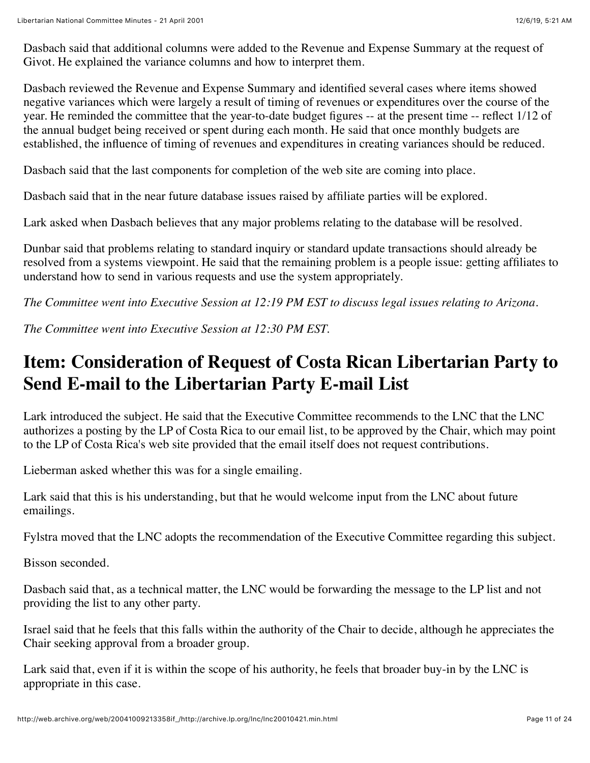Dasbach said that additional columns were added to the Revenue and Expense Summary at the request of Givot. He explained the variance columns and how to interpret them.

Dasbach reviewed the Revenue and Expense Summary and identified several cases where items showed negative variances which were largely a result of timing of revenues or expenditures over the course of the year. He reminded the committee that the year-to-date budget figures -- at the present time -- reflect 1/12 of the annual budget being received or spent during each month. He said that once monthly budgets are established, the influence of timing of revenues and expenditures in creating variances should be reduced.

Dasbach said that the last components for completion of the web site are coming into place.

Dasbach said that in the near future database issues raised by affiliate parties will be explored.

Lark asked when Dasbach believes that any major problems relating to the database will be resolved.

Dunbar said that problems relating to standard inquiry or standard update transactions should already be resolved from a systems viewpoint. He said that the remaining problem is a people issue: getting affiliates to understand how to send in various requests and use the system appropriately.

*The Committee went into Executive Session at 12:19 PM EST to discuss legal issues relating to Arizona.*

*The Committee went into Executive Session at 12:30 PM EST.*

## Item: Consideration of Request of Costa Rican Libertarian Party to Send E-mail to the Libertarian Party E-mail List

Lark introduced the subject. He said that the Executive Committee recommends to the LNC that the LNC authorizes a posting by the LP of Costa Rica to our email list, to be approved by the Chair, which may point to the LP of Costa Rica's web site provided that the email itself does not request contributions.

Lieberman asked whether this was for a single emailing.

Lark said that this is his understanding, but that he would welcome input from the LNC about future emailings.

Fylstra moved that the LNC adopts the recommendation of the Executive Committee regarding this subject.

Bisson seconded.

Dasbach said that, as a technical matter, the LNC would be forwarding the message to the LP list and not providing the list to any other party.

Israel said that he feels that this falls within the authority of the Chair to decide, although he appreciates the Chair seeking approval from a broader group.

Lark said that, even if it is within the scope of his authority, he feels that broader buy-in by the LNC is appropriate in this case.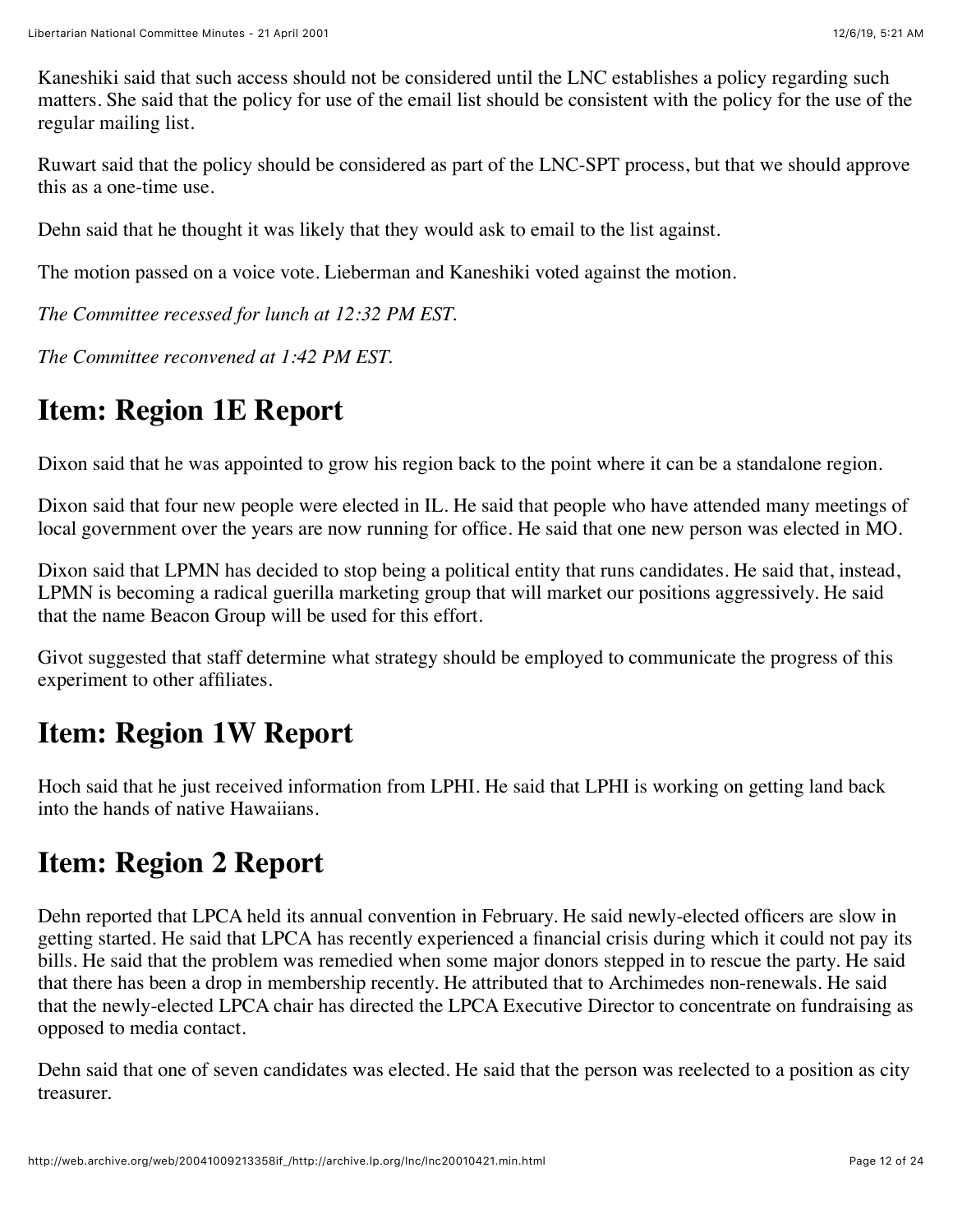Kaneshiki said that such access should not be considered until the LNC establishes a policy regarding such matters. She said that the policy for use of the email list should be consistent with the policy for the use of the regular mailing list.

Ruwart said that the policy should be considered as part of the LNC-SPT process, but that we should approve this as a one-time use.

Dehn said that he thought it was likely that they would ask to email to the list against.

The motion passed on a voice vote. Lieberman and Kaneshiki voted against the motion.

*The Committee recessed for lunch at 12:32 PM EST.*

*The Committee reconvened at 1:42 PM EST.*

## Item: Region 1E Report

Dixon said that he was appointed to grow his region back to the point where it can be a standalone region.

Dixon said that four new people were elected in IL. He said that people who have attended many meetings of local government over the years are now running for office. He said that one new person was elected in MO.

Dixon said that LPMN has decided to stop being a political entity that runs candidates. He said that, instead, LPMN is becoming a radical guerilla marketing group that will market our positions aggressively. He said that the name Beacon Group will be used for this effort.

Givot suggested that staff determine what strategy should be employed to communicate the progress of this experiment to other affiliates.

## Item: Region 1W Report

Hoch said that he just received information from LPHI. He said that LPHI is working on getting land back into the hands of native Hawaiians.

## Item: Region 2 Report

Dehn reported that LPCA held its annual convention in February. He said newly-elected officers are slow in getting started. He said that LPCA has recently experienced a financial crisis during which it could not pay its bills. He said that the problem was remedied when some major donors stepped in to rescue the party. He said that there has been a drop in membership recently. He attributed that to Archimedes non-renewals. He said that the newly-elected LPCA chair has directed the LPCA Executive Director to concentrate on fundraising as opposed to media contact.

Dehn said that one of seven candidates was elected. He said that the person was reelected to a position as city treasurer.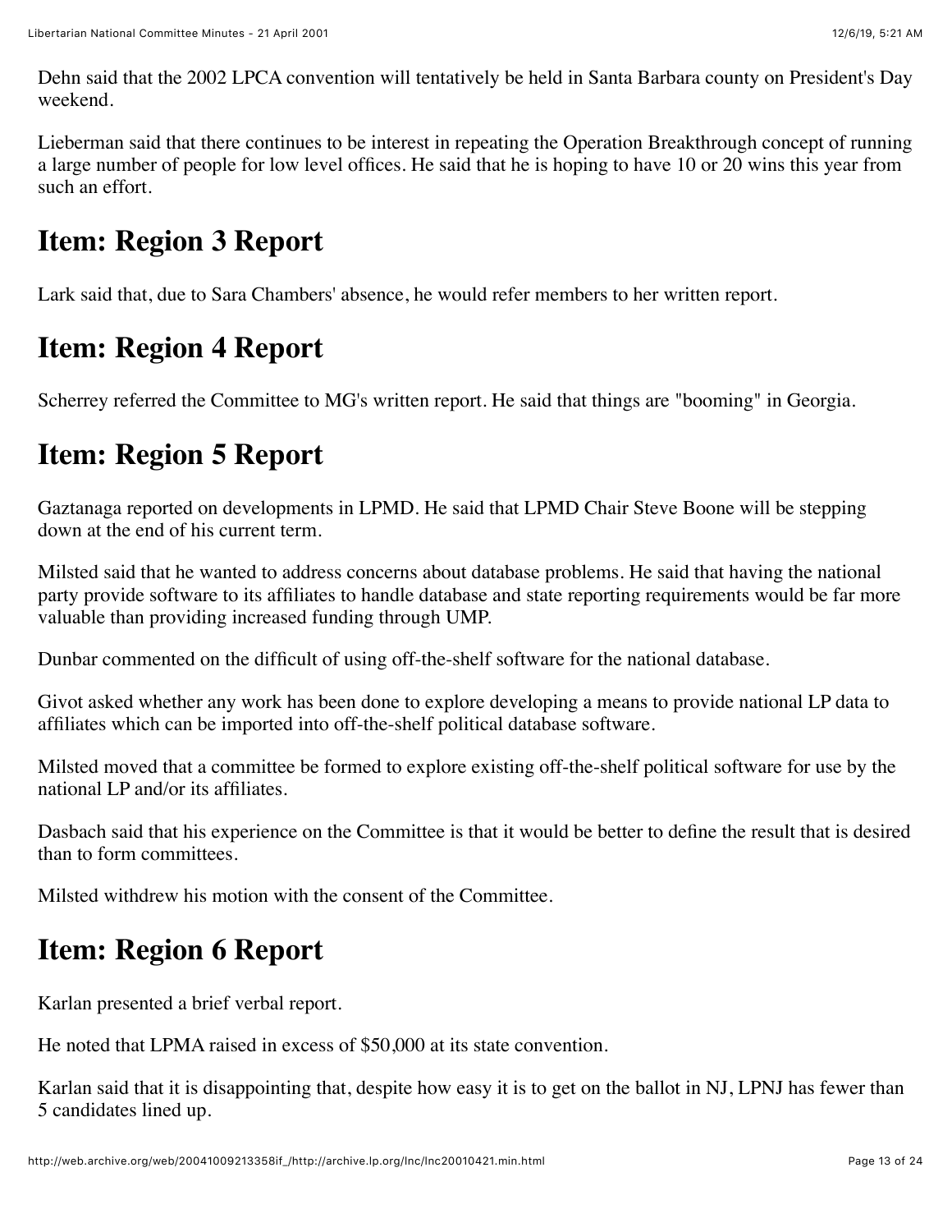Dehn said that the 2002 LPCA convention will tentatively be held in Santa Barbara county on President's Day weekend.

Lieberman said that there continues to be interest in repeating the Operation Breakthrough concept of running a large number of people for low level offices. He said that he is hoping to have 10 or 20 wins this year from such an effort.

## Item: Region 3 Report

Lark said that, due to Sara Chambers' absence, he would refer members to her written report.

## Item: Region 4 Report

Scherrey referred the Committee to MG's written report. He said that things are "booming" in Georgia.

## Item: Region 5 Report

Gaztanaga reported on developments in LPMD. He said that LPMD Chair Steve Boone will be stepping down at the end of his current term.

Milsted said that he wanted to address concerns about database problems. He said that having the national party provide software to its affiliates to handle database and state reporting requirements would be far more valuable than providing increased funding through UMP.

Dunbar commented on the difficult of using off-the-shelf software for the national database.

Givot asked whether any work has been done to explore developing a means to provide national LP data to affiliates which can be imported into off-the-shelf political database software.

Milsted moved that a committee be formed to explore existing off-the-shelf political software for use by the national LP and/or its affiliates.

Dasbach said that his experience on the Committee is that it would be better to define the result that is desired than to form committees.

Milsted withdrew his motion with the consent of the Committee.

## Item: Region 6 Report

Karlan presented a brief verbal report.

He noted that LPMA raised in excess of $50,000 at its state convention.

Karlan said that it is disappointing that, despite how easy it is to get on the ballot in NJ, LPNJ has fewer than 5 candidates lined up.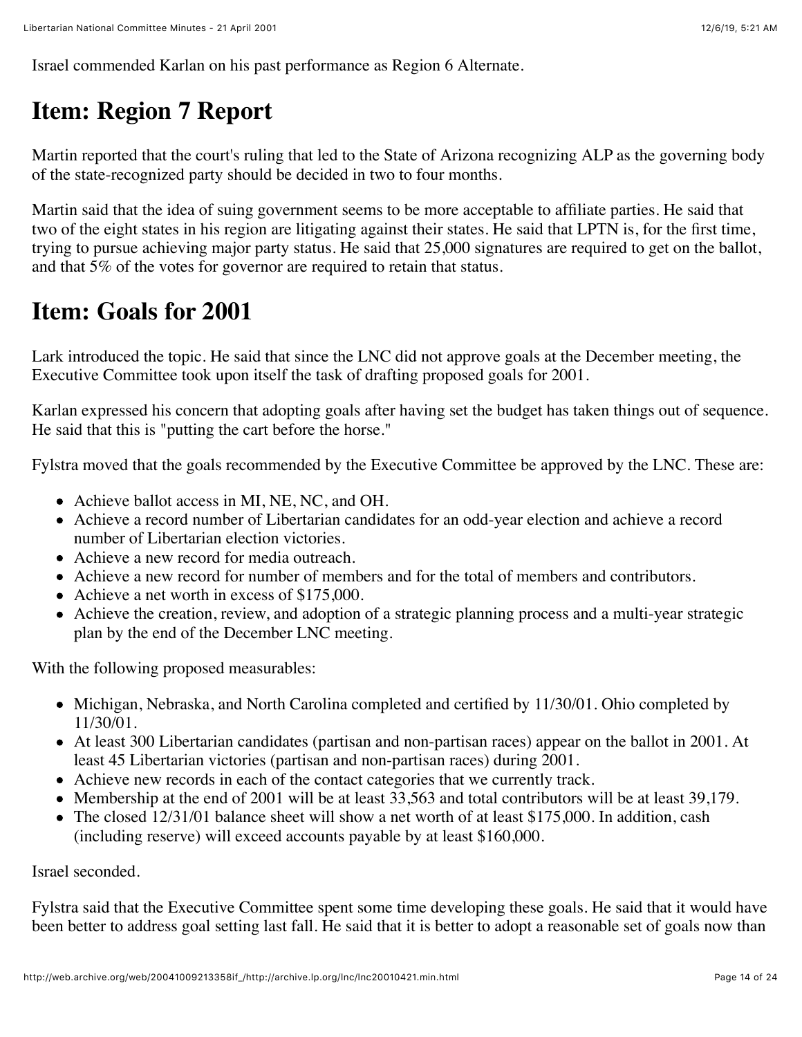Israel commended Karlan on his past performance as Region 6 Alternate.

## Item: Region 7 Report

Martin reported that the court's ruling that led to the State of Arizona recognizing ALP as the governing body of the state-recognized party should be decided in two to four months.

Martin said that the idea of suing government seems to be more acceptable to affiliate parties. He said that two of the eight states in his region are litigating against their states. He said that LPTN is, for the first time, trying to pursue achieving major party status. He said that 25,000 signatures are required to get on the ballot, and that 5% of the votes for governor are required to retain that status.

## Item: Goals for 2001

Lark introduced the topic. He said that since the LNC did not approve goals at the December meeting, the Executive Committee took upon itself the task of drafting proposed goals for 2001.

Karlan expressed his concern that adopting goals after having set the budget has taken things out of sequence. He said that this is "putting the cart before the horse."

Fylstra moved that the goals recommended by the Executive Committee be approved by the LNC. These are:

- Achieve ballot access in MI, NE, NC, and OH.
- Achieve a record number of Libertarian candidates for an odd-year election and achieve a record number of Libertarian election victories.
- Achieve a new record for media outreach.
- Achieve a new record for number of members and for the total of members and contributors.
- Achieve a net worth in excess of $175,000.
- Achieve the creation, review, and adoption of a strategic planning process and a multi-year strategic plan by the end of the December LNC meeting.

With the following proposed measurables:

- Michigan, Nebraska, and North Carolina completed and certified by 11/30/01. Ohio completed by 11/30/01.
- At least 300 Libertarian candidates (partisan and non-partisan races) appear on the ballot in 2001. At least 45 Libertarian victories (partisan and non-partisan races) during 2001.
- Achieve new records in each of the contact categories that we currently track.
- Membership at the end of 2001 will be at least 33,563 and total contributors will be at least 39,179.
- The closed 12/31/01 balance sheet will show a net worth of at least $175,000. In addition, cash (including reserve) will exceed accounts payable by at least $160,000.

Israel seconded.

Fylstra said that the Executive Committee spent some time developing these goals. He said that it would have been better to address goal setting last fall. He said that it is better to adopt a reasonable set of goals now than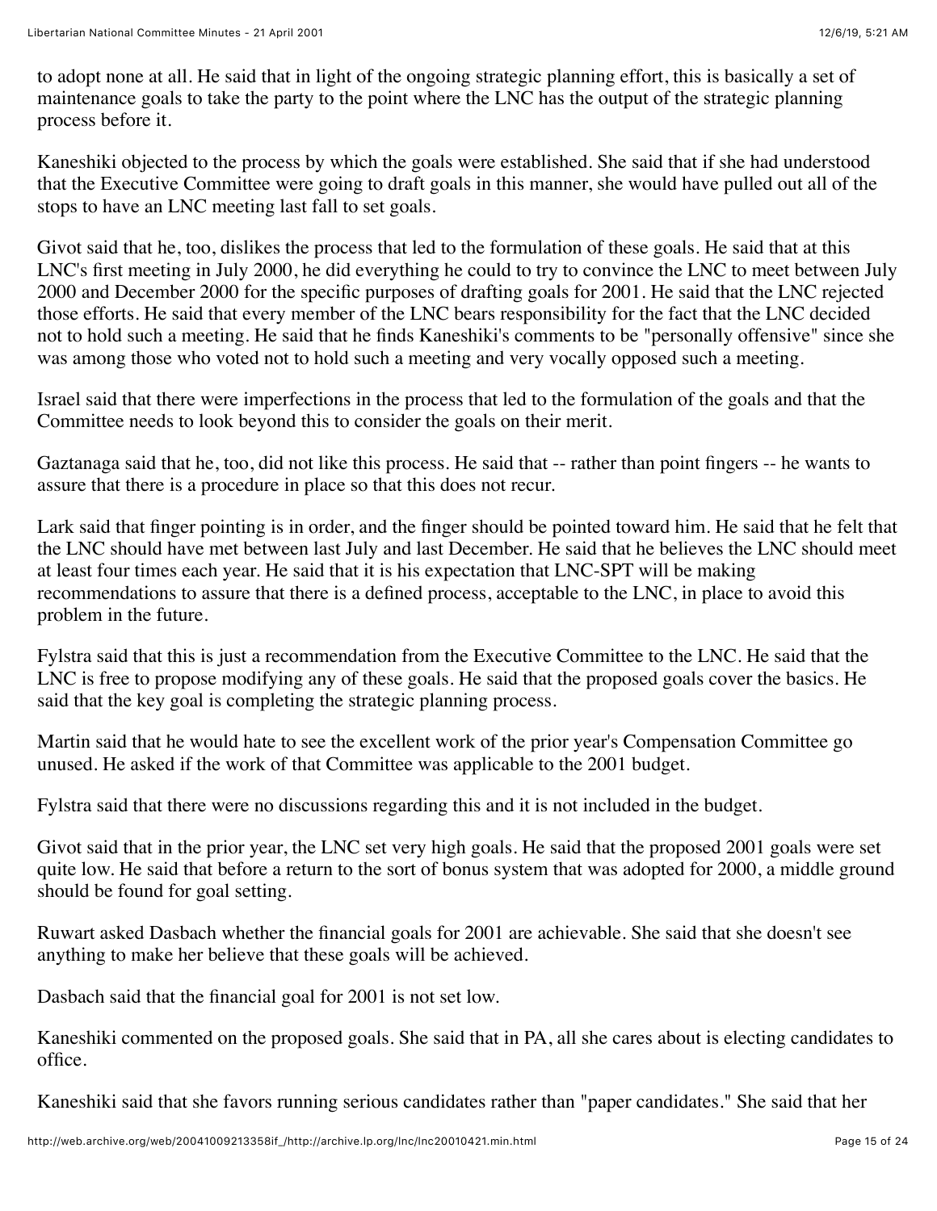to adopt none at all. He said that in light of the ongoing strategic planning effort, this is basically a set of maintenance goals to take the party to the point where the LNC has the output of the strategic planning process before it.

Kaneshiki objected to the process by which the goals were established. She said that if she had understood that the Executive Committee were going to draft goals in this manner, she would have pulled out all of the stops to have an LNC meeting last fall to set goals.

Givot said that he, too, dislikes the process that led to the formulation of these goals. He said that at this LNC's first meeting in July 2000, he did everything he could to try to convince the LNC to meet between July 2000 and December 2000 for the specific purposes of drafting goals for 2001. He said that the LNC rejected those efforts. He said that every member of the LNC bears responsibility for the fact that the LNC decided not to hold such a meeting. He said that he finds Kaneshiki's comments to be "personally offensive" since she was among those who voted not to hold such a meeting and very vocally opposed such a meeting.

Israel said that there were imperfections in the process that led to the formulation of the goals and that the Committee needs to look beyond this to consider the goals on their merit.

Gaztanaga said that he, too, did not like this process. He said that -- rather than point fingers -- he wants to assure that there is a procedure in place so that this does not recur.

Lark said that finger pointing is in order, and the finger should be pointed toward him. He said that he felt that the LNC should have met between last July and last December. He said that he believes the LNC should meet at least four times each year. He said that it is his expectation that LNC-SPT will be making recommendations to assure that there is a defined process, acceptable to the LNC, in place to avoid this problem in the future.

Fylstra said that this is just a recommendation from the Executive Committee to the LNC. He said that the LNC is free to propose modifying any of these goals. He said that the proposed goals cover the basics. He said that the key goal is completing the strategic planning process.

Martin said that he would hate to see the excellent work of the prior year's Compensation Committee go unused. He asked if the work of that Committee was applicable to the 2001 budget.

Fylstra said that there were no discussions regarding this and it is not included in the budget.

Givot said that in the prior year, the LNC set very high goals. He said that the proposed 2001 goals were set quite low. He said that before a return to the sort of bonus system that was adopted for 2000, a middle ground should be found for goal setting.

Ruwart asked Dasbach whether the financial goals for 2001 are achievable. She said that she doesn't see anything to make her believe that these goals will be achieved.

Dasbach said that the financial goal for 2001 is not set low.

Kaneshiki commented on the proposed goals. She said that in PA, all she cares about is electing candidates to office.

Kaneshiki said that she favors running serious candidates rather than "paper candidates." She said that her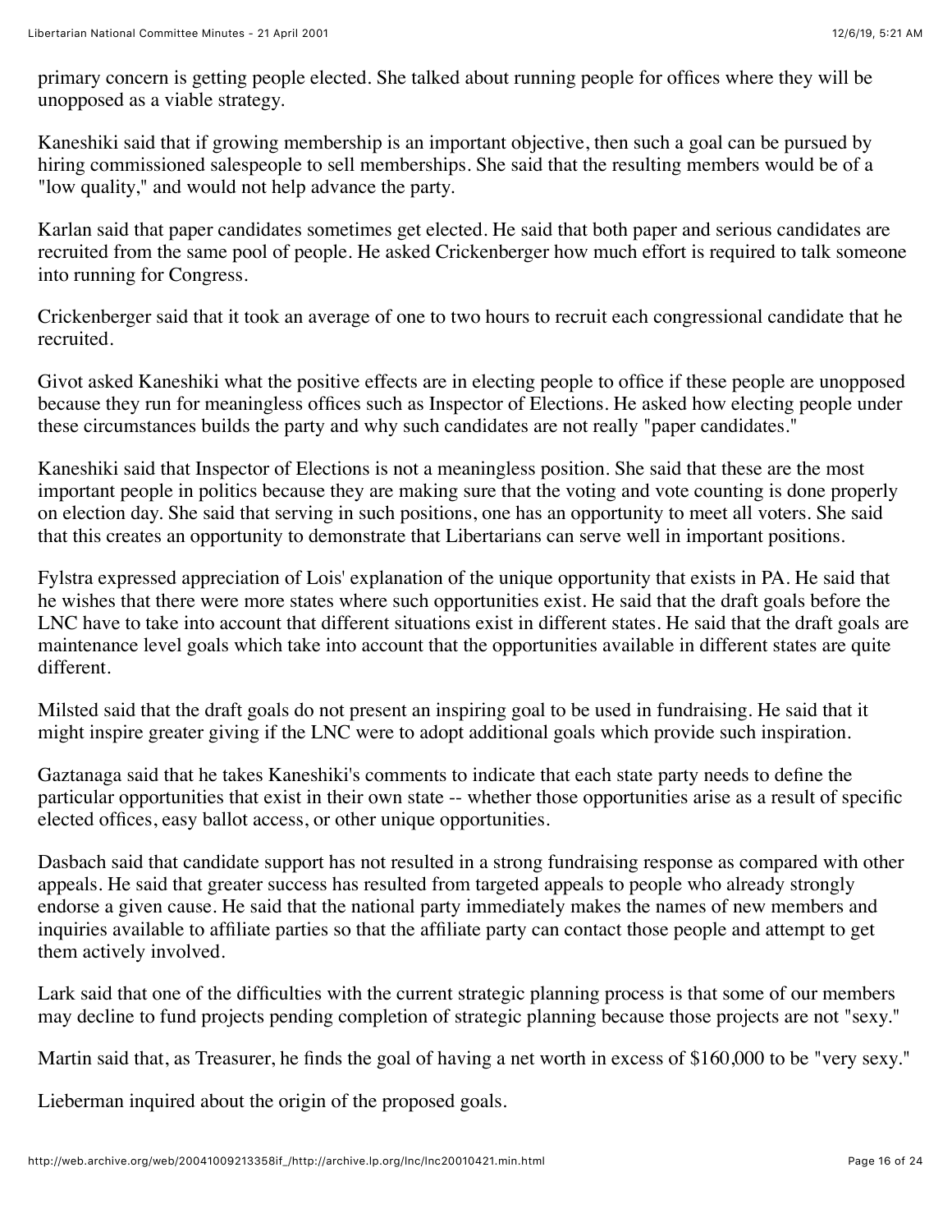primary concern is getting people elected. She talked about running people for offices where they will be unopposed as a viable strategy.

Kaneshiki said that if growing membership is an important objective, then such a goal can be pursued by hiring commissioned salespeople to sell memberships. She said that the resulting members would be of a "low quality," and would not help advance the party.

Karlan said that paper candidates sometimes get elected. He said that both paper and serious candidates are recruited from the same pool of people. He asked Crickenberger how much effort is required to talk someone into running for Congress.

Crickenberger said that it took an average of one to two hours to recruit each congressional candidate that he recruited.

Givot asked Kaneshiki what the positive effects are in electing people to office if these people are unopposed because they run for meaningless offices such as Inspector of Elections. He asked how electing people under these circumstances builds the party and why such candidates are not really "paper candidates."

Kaneshiki said that Inspector of Elections is not a meaningless position. She said that these are the most important people in politics because they are making sure that the voting and vote counting is done properly on election day. She said that serving in such positions, one has an opportunity to meet all voters. She said that this creates an opportunity to demonstrate that Libertarians can serve well in important positions.

Fylstra expressed appreciation of Lois' explanation of the unique opportunity that exists in PA. He said that he wishes that there were more states where such opportunities exist. He said that the draft goals before the LNC have to take into account that different situations exist in different states. He said that the draft goals are maintenance level goals which take into account that the opportunities available in different states are quite different.

Milsted said that the draft goals do not present an inspiring goal to be used in fundraising. He said that it might inspire greater giving if the LNC were to adopt additional goals which provide such inspiration.

Gaztanaga said that he takes Kaneshiki's comments to indicate that each state party needs to define the particular opportunities that exist in their own state -- whether those opportunities arise as a result of specific elected offices, easy ballot access, or other unique opportunities.

Dasbach said that candidate support has not resulted in a strong fundraising response as compared with other appeals. He said that greater success has resulted from targeted appeals to people who already strongly endorse a given cause. He said that the national party immediately makes the names of new members and inquiries available to affiliate parties so that the affiliate party can contact those people and attempt to get them actively involved.

Lark said that one of the difficulties with the current strategic planning process is that some of our members may decline to fund projects pending completion of strategic planning because those projects are not "sexy."

Martin said that, as Treasurer, he finds the goal of having a net worth in excess of $160,000 to be "very sexy."

Lieberman inquired about the origin of the proposed goals.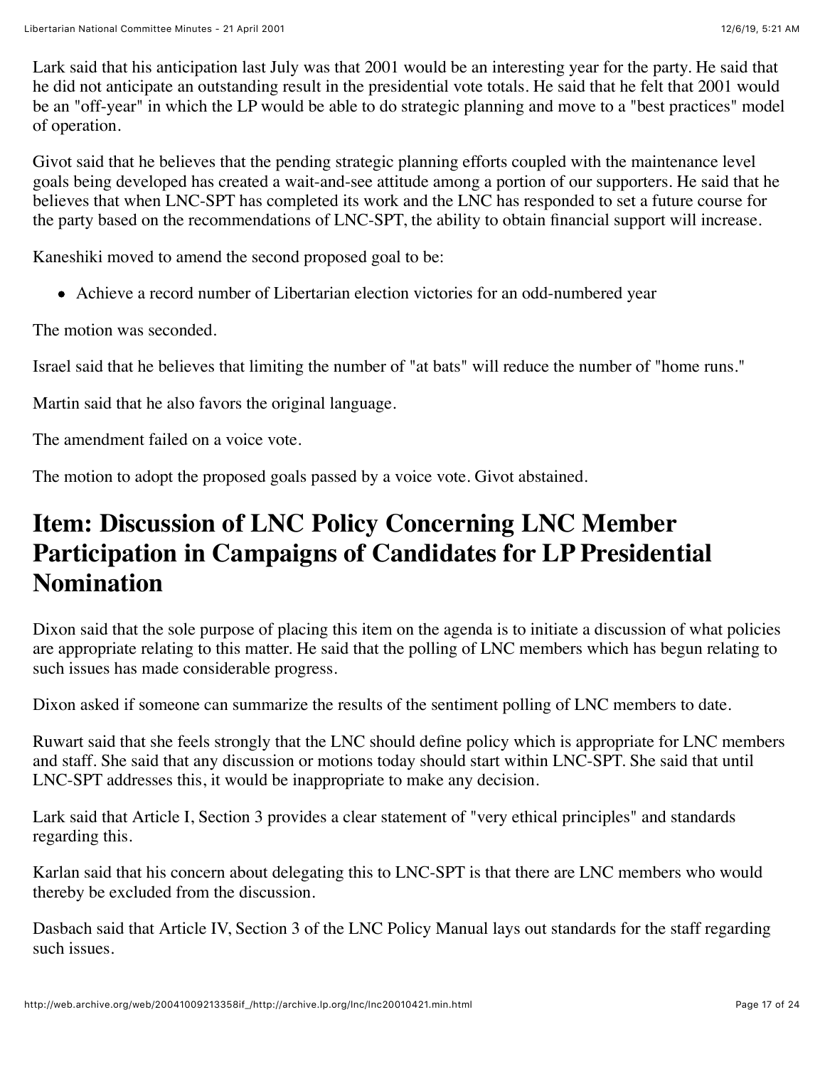Lark said that his anticipation last July was that 2001 would be an interesting year for the party. He said that he did not anticipate an outstanding result in the presidential vote totals. He said that he felt that 2001 would be an "off-year" in which the LP would be able to do strategic planning and move to a "best practices" model of operation.

Givot said that he believes that the pending strategic planning efforts coupled with the maintenance level goals being developed has created a wait-and-see attitude among a portion of our supporters. He said that he believes that when LNC-SPT has completed its work and the LNC has responded to set a future course for the party based on the recommendations of LNC-SPT, the ability to obtain financial support will increase.

Kaneshiki moved to amend the second proposed goal to be:

- Achieve a record number of Libertarian election victories for an odd-numbered year

The motion was seconded.

Israel said that he believes that limiting the number of "at bats" will reduce the number of "home runs."

Martin said that he also favors the original language.

The amendment failed on a voice vote.

The motion to adopt the proposed goals passed by a voice vote. Givot abstained.

## Item: Discussion of LNC Policy Concerning LNC Member Participation in Campaigns of Candidates for LP Presidential Nomination

Dixon said that the sole purpose of placing this item on the agenda is to initiate a discussion of what policies are appropriate relating to this matter. He said that the polling of LNC members which has begun relating to such issues has made considerable progress.

Dixon asked if someone can summarize the results of the sentiment polling of LNC members to date.

Ruwart said that she feels strongly that the LNC should define policy which is appropriate for LNC members and staff. She said that any discussion or motions today should start within LNC-SPT. She said that until LNC-SPT addresses this, it would be inappropriate to make any decision.

Lark said that Article I, Section 3 provides a clear statement of "very ethical principles" and standards regarding this.

Karlan said that his concern about delegating this to LNC-SPT is that there are LNC members who would thereby be excluded from the discussion.

Dasbach said that Article IV, Section 3 of the LNC Policy Manual lays out standards for the staff regarding such issues.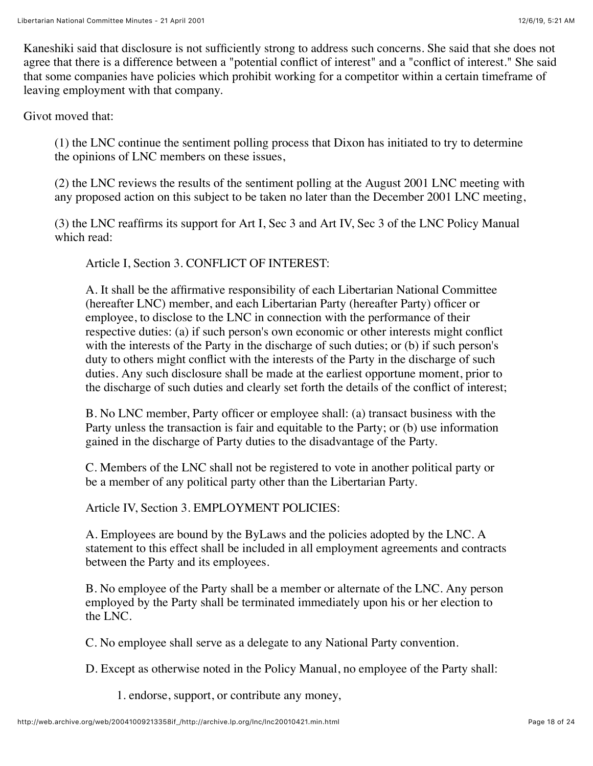Kaneshiki said that disclosure is not sufficiently strong to address such concerns. She said that she does not agree that there is a difference between a "potential conflict of interest" and a "conflict of interest." She said that some companies have policies which prohibit working for a competitor within a certain timeframe of leaving employment with that company.

Givot moved that:

> (1) the LNC continue the sentiment polling process that Dixon has initiated to try to determine the opinions of LNC members on these issues,
>
> (2) the LNC reviews the results of the sentiment polling at the August 2001 LNC meeting with any proposed action on this subject to be taken no later than the December 2001 LNC meeting,
>
> (3) the LNC reaffirms its support for Art I, Sec 3 and Art IV, Sec 3 of the LNC Policy Manual which read:
>
>> Article I, Section 3. CONFLICT OF INTEREST:
>>
>> A. It shall be the affirmative responsibility of each Libertarian National Committee (hereafter LNC) member, and each Libertarian Party (hereafter Party) officer or employee, to disclose to the LNC in connection with the performance of their respective duties: (a) if such person's own economic or other interests might conflict with the interests of the Party in the discharge of such duties; or (b) if such person's duty to others might conflict with the interests of the Party in the discharge of such duties. Any such disclosure shall be made at the earliest opportune moment, prior to the discharge of such duties and clearly set forth the details of the conflict of interest;
>>
>> B. No LNC member, Party officer or employee shall: (a) transact business with the Party unless the transaction is fair and equitable to the Party; or (b) use information gained in the discharge of Party duties to the disadvantage of the Party.
>>
>> C. Members of the LNC shall not be registered to vote in another political party or be a member of any political party other than the Libertarian Party.
>>
>> Article IV, Section 3. EMPLOYMENT POLICIES:
>>
>> A. Employees are bound by the ByLaws and the policies adopted by the LNC. A statement to this effect shall be included in all employment agreements and contracts between the Party and its employees.
>>
>> B. No employee of the Party shall be a member or alternate of the LNC. Any person employed by the Party shall be terminated immediately upon his or her election to the LNC.
>>
>> C. No employee shall serve as a delegate to any National Party convention.
>>
>> D. Except as otherwise noted in the Policy Manual, no employee of the Party shall:
>>
>>> 1. endorse, support, or contribute any money,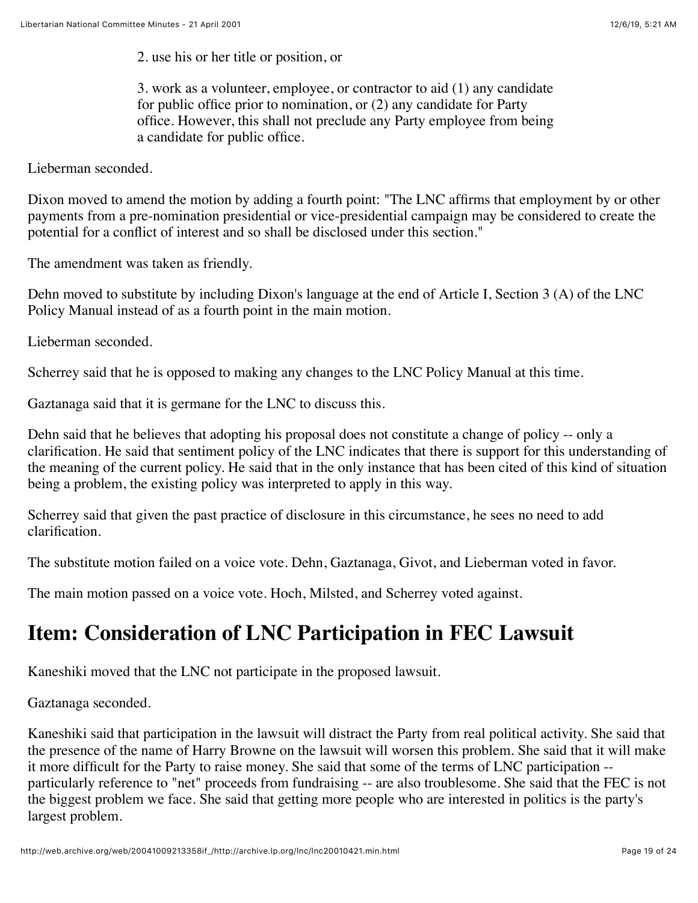2. use his or her title or position, or

3. work as a volunteer, employee, or contractor to aid (1) any candidate for public office prior to nomination, or (2) any candidate for Party office. However, this shall not preclude any Party employee from being a candidate for public office.

Lieberman seconded.

Dixon moved to amend the motion by adding a fourth point: "The LNC affirms that employment by or other payments from a pre-nomination presidential or vice-presidential campaign may be considered to create the potential for a conflict of interest and so shall be disclosed under this section."

The amendment was taken as friendly.

Dehn moved to substitute by including Dixon's language at the end of Article I, Section 3 (A) of the LNC Policy Manual instead of as a fourth point in the main motion.

Lieberman seconded.

Scherrey said that he is opposed to making any changes to the LNC Policy Manual at this time.

Gaztanaga said that it is germane for the LNC to discuss this.

Dehn said that he believes that adopting his proposal does not constitute a change of policy -- only a clarification. He said that sentiment policy of the LNC indicates that there is support for this understanding of the meaning of the current policy. He said that in the only instance that has been cited of this kind of situation being a problem, the existing policy was interpreted to apply in this way.

Scherrey said that given the past practice of disclosure in this circumstance, he sees no need to add clarification.

The substitute motion failed on a voice vote. Dehn, Gaztanaga, Givot, and Lieberman voted in favor.

The main motion passed on a voice vote. Hoch, Milsted, and Scherrey voted against.

## Item: Consideration of LNC Participation in FEC Lawsuit

Kaneshiki moved that the LNC not participate in the proposed lawsuit.

Gaztanaga seconded.

Kaneshiki said that participation in the lawsuit will distract the Party from real political activity. She said that the presence of the name of Harry Browne on the lawsuit will worsen this problem. She said that it will make it more difficult for the Party to raise money. She said that some of the terms of LNC participation -- particularly reference to "net" proceeds from fundraising -- are also troublesome. She said that the FEC is not the biggest problem we face. She said that getting more people who are interested in politics is the party's largest problem.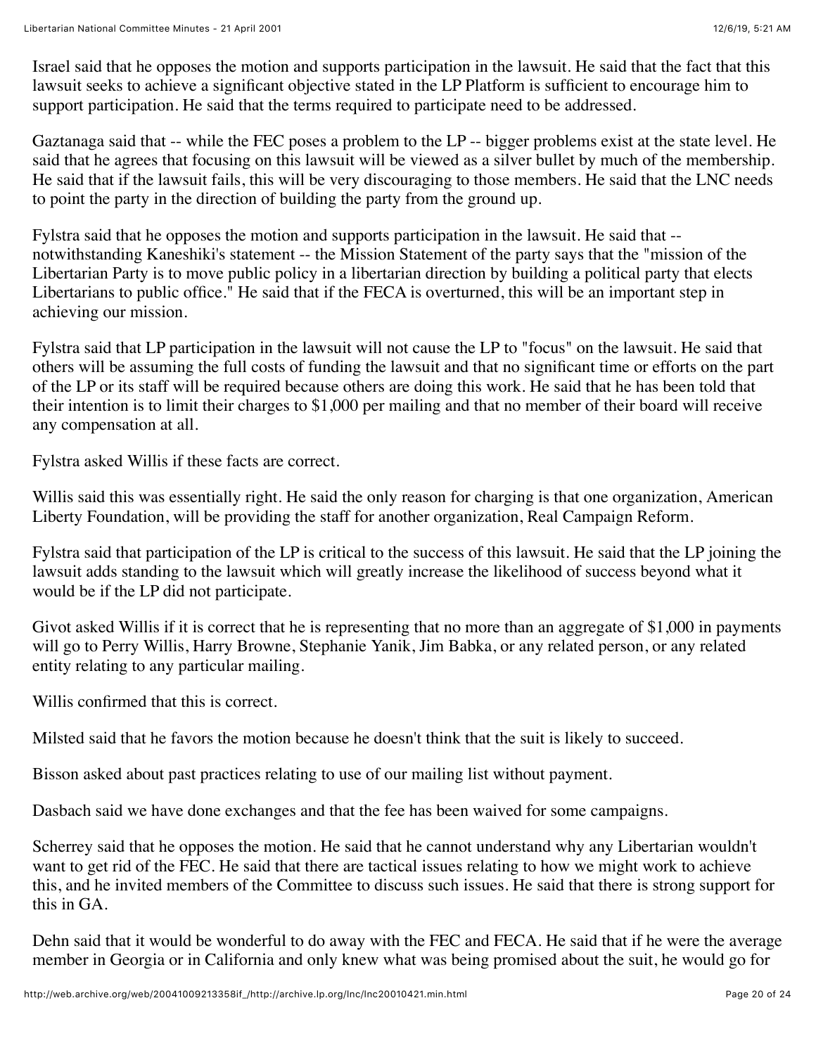Israel said that he opposes the motion and supports participation in the lawsuit. He said that the fact that this lawsuit seeks to achieve a significant objective stated in the LP Platform is sufficient to encourage him to support participation. He said that the terms required to participate need to be addressed.

Gaztanaga said that -- while the FEC poses a problem to the LP -- bigger problems exist at the state level. He said that he agrees that focusing on this lawsuit will be viewed as a silver bullet by much of the membership. He said that if the lawsuit fails, this will be very discouraging to those members. He said that the LNC needs to point the party in the direction of building the party from the ground up.

Fylstra said that he opposes the motion and supports participation in the lawsuit. He said that -- notwithstanding Kaneshiki's statement -- the Mission Statement of the party says that the "mission of the Libertarian Party is to move public policy in a libertarian direction by building a political party that elects Libertarians to public office." He said that if the FECA is overturned, this will be an important step in achieving our mission.

Fylstra said that LP participation in the lawsuit will not cause the LP to "focus" on the lawsuit. He said that others will be assuming the full costs of funding the lawsuit and that no significant time or efforts on the part of the LP or its staff will be required because others are doing this work. He said that he has been told that their intention is to limit their charges to $1,000 per mailing and that no member of their board will receive any compensation at all.

Fylstra asked Willis if these facts are correct.

Willis said this was essentially right. He said the only reason for charging is that one organization, American Liberty Foundation, will be providing the staff for another organization, Real Campaign Reform.

Fylstra said that participation of the LP is critical to the success of this lawsuit. He said that the LP joining the lawsuit adds standing to the lawsuit which will greatly increase the likelihood of success beyond what it would be if the LP did not participate.

Givot asked Willis if it is correct that he is representing that no more than an aggregate of $1,000 in payments will go to Perry Willis, Harry Browne, Stephanie Yanik, Jim Babka, or any related person, or any related entity relating to any particular mailing.

Willis confirmed that this is correct.

Milsted said that he favors the motion because he doesn't think that the suit is likely to succeed.

Bisson asked about past practices relating to use of our mailing list without payment.

Dasbach said we have done exchanges and that the fee has been waived for some campaigns.

Scherrey said that he opposes the motion. He said that he cannot understand why any Libertarian wouldn't want to get rid of the FEC. He said that there are tactical issues relating to how we might work to achieve this, and he invited members of the Committee to discuss such issues. He said that there is strong support for this in GA.

Dehn said that it would be wonderful to do away with the FEC and FECA. He said that if he were the average member in Georgia or in California and only knew what was being promised about the suit, he would go for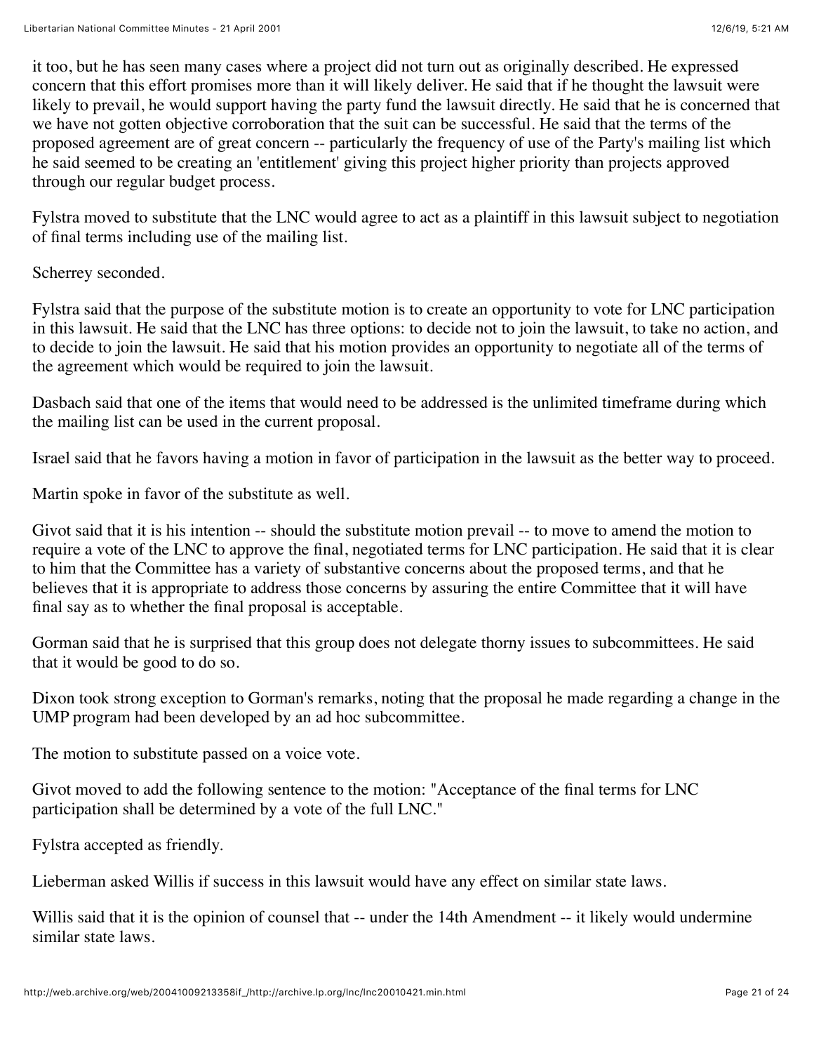it too, but he has seen many cases where a project did not turn out as originally described. He expressed concern that this effort promises more than it will likely deliver. He said that if he thought the lawsuit were likely to prevail, he would support having the party fund the lawsuit directly. He said that he is concerned that we have not gotten objective corroboration that the suit can be successful. He said that the terms of the proposed agreement are of great concern -- particularly the frequency of use of the Party's mailing list which he said seemed to be creating an 'entitlement' giving this project higher priority than projects approved through our regular budget process.

Fylstra moved to substitute that the LNC would agree to act as a plaintiff in this lawsuit subject to negotiation of final terms including use of the mailing list.

Scherrey seconded.

Fylstra said that the purpose of the substitute motion is to create an opportunity to vote for LNC participation in this lawsuit. He said that the LNC has three options: to decide not to join the lawsuit, to take no action, and to decide to join the lawsuit. He said that his motion provides an opportunity to negotiate all of the terms of the agreement which would be required to join the lawsuit.

Dasbach said that one of the items that would need to be addressed is the unlimited timeframe during which the mailing list can be used in the current proposal.

Israel said that he favors having a motion in favor of participation in the lawsuit as the better way to proceed.

Martin spoke in favor of the substitute as well.

Givot said that it is his intention -- should the substitute motion prevail -- to move to amend the motion to require a vote of the LNC to approve the final, negotiated terms for LNC participation. He said that it is clear to him that the Committee has a variety of substantive concerns about the proposed terms, and that he believes that it is appropriate to address those concerns by assuring the entire Committee that it will have final say as to whether the final proposal is acceptable.

Gorman said that he is surprised that this group does not delegate thorny issues to subcommittees. He said that it would be good to do so.

Dixon took strong exception to Gorman's remarks, noting that the proposal he made regarding a change in the UMP program had been developed by an ad hoc subcommittee.

The motion to substitute passed on a voice vote.

Givot moved to add the following sentence to the motion: "Acceptance of the final terms for LNC participation shall be determined by a vote of the full LNC."

Fylstra accepted as friendly.

Lieberman asked Willis if success in this lawsuit would have any effect on similar state laws.

Willis said that it is the opinion of counsel that -- under the 14th Amendment -- it likely would undermine similar state laws.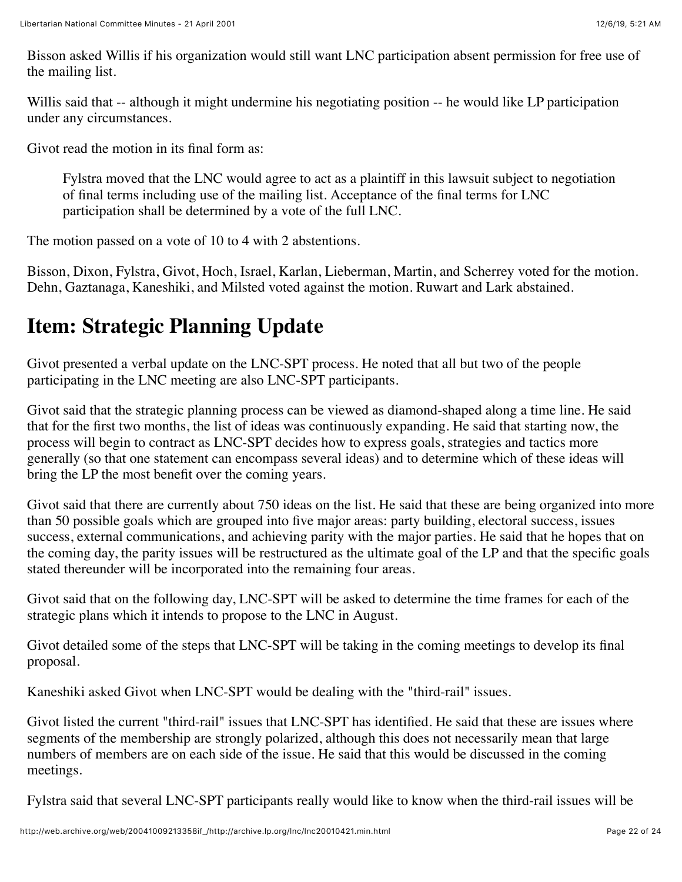Bisson asked Willis if his organization would still want LNC participation absent permission for free use of the mailing list.

Willis said that -- although it might undermine his negotiating position -- he would like LP participation under any circumstances.

Givot read the motion in its final form as:

> Fylstra moved that the LNC would agree to act as a plaintiff in this lawsuit subject to negotiation of final terms including use of the mailing list. Acceptance of the final terms for LNC participation shall be determined by a vote of the full LNC.

The motion passed on a vote of 10 to 4 with 2 abstentions.

Bisson, Dixon, Fylstra, Givot, Hoch, Israel, Karlan, Lieberman, Martin, and Scherrey voted for the motion. Dehn, Gaztanaga, Kaneshiki, and Milsted voted against the motion. Ruwart and Lark abstained.

## Item: Strategic Planning Update

Givot presented a verbal update on the LNC-SPT process. He noted that all but two of the people participating in the LNC meeting are also LNC-SPT participants.

Givot said that the strategic planning process can be viewed as diamond-shaped along a time line. He said that for the first two months, the list of ideas was continuously expanding. He said that starting now, the process will begin to contract as LNC-SPT decides how to express goals, strategies and tactics more generally (so that one statement can encompass several ideas) and to determine which of these ideas will bring the LP the most benefit over the coming years.

Givot said that there are currently about 750 ideas on the list. He said that these are being organized into more than 50 possible goals which are grouped into five major areas: party building, electoral success, issues success, external communications, and achieving parity with the major parties. He said that he hopes that on the coming day, the parity issues will be restructured as the ultimate goal of the LP and that the specific goals stated thereunder will be incorporated into the remaining four areas.

Givot said that on the following day, LNC-SPT will be asked to determine the time frames for each of the strategic plans which it intends to propose to the LNC in August.

Givot detailed some of the steps that LNC-SPT will be taking in the coming meetings to develop its final proposal.

Kaneshiki asked Givot when LNC-SPT would be dealing with the "third-rail" issues.

Givot listed the current "third-rail" issues that LNC-SPT has identified. He said that these are issues where segments of the membership are strongly polarized, although this does not necessarily mean that large numbers of members are on each side of the issue. He said that this would be discussed in the coming meetings.

Fylstra said that several LNC-SPT participants really would like to know when the third-rail issues will be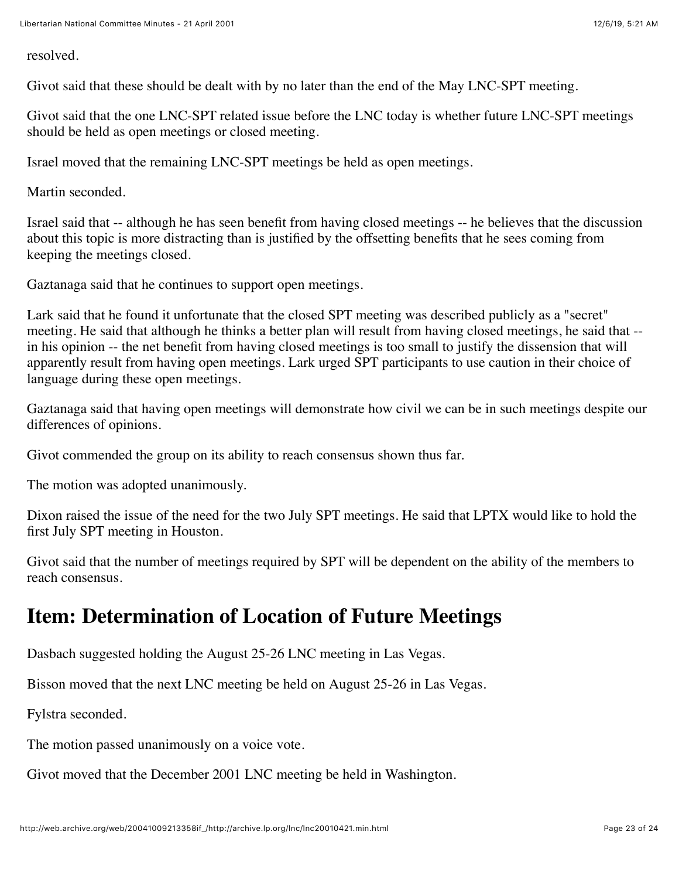resolved.

Givot said that these should be dealt with by no later than the end of the May LNC-SPT meeting.

Givot said that the one LNC-SPT related issue before the LNC today is whether future LNC-SPT meetings should be held as open meetings or closed meeting.

Israel moved that the remaining LNC-SPT meetings be held as open meetings.

Martin seconded.

Israel said that -- although he has seen benefit from having closed meetings -- he believes that the discussion about this topic is more distracting than is justified by the offsetting benefits that he sees coming from keeping the meetings closed.

Gaztanaga said that he continues to support open meetings.

Lark said that he found it unfortunate that the closed SPT meeting was described publicly as a "secret" meeting. He said that although he thinks a better plan will result from having closed meetings, he said that -- in his opinion -- the net benefit from having closed meetings is too small to justify the dissension that will apparently result from having open meetings. Lark urged SPT participants to use caution in their choice of language during these open meetings.

Gaztanaga said that having open meetings will demonstrate how civil we can be in such meetings despite our differences of opinions.

Givot commended the group on its ability to reach consensus shown thus far.

The motion was adopted unanimously.

Dixon raised the issue of the need for the two July SPT meetings. He said that LPTX would like to hold the first July SPT meeting in Houston.

Givot said that the number of meetings required by SPT will be dependent on the ability of the members to reach consensus.

## Item: Determination of Location of Future Meetings

Dasbach suggested holding the August 25-26 LNC meeting in Las Vegas.

Bisson moved that the next LNC meeting be held on August 25-26 in Las Vegas.

Fylstra seconded.

The motion passed unanimously on a voice vote.

Givot moved that the December 2001 LNC meeting be held in Washington.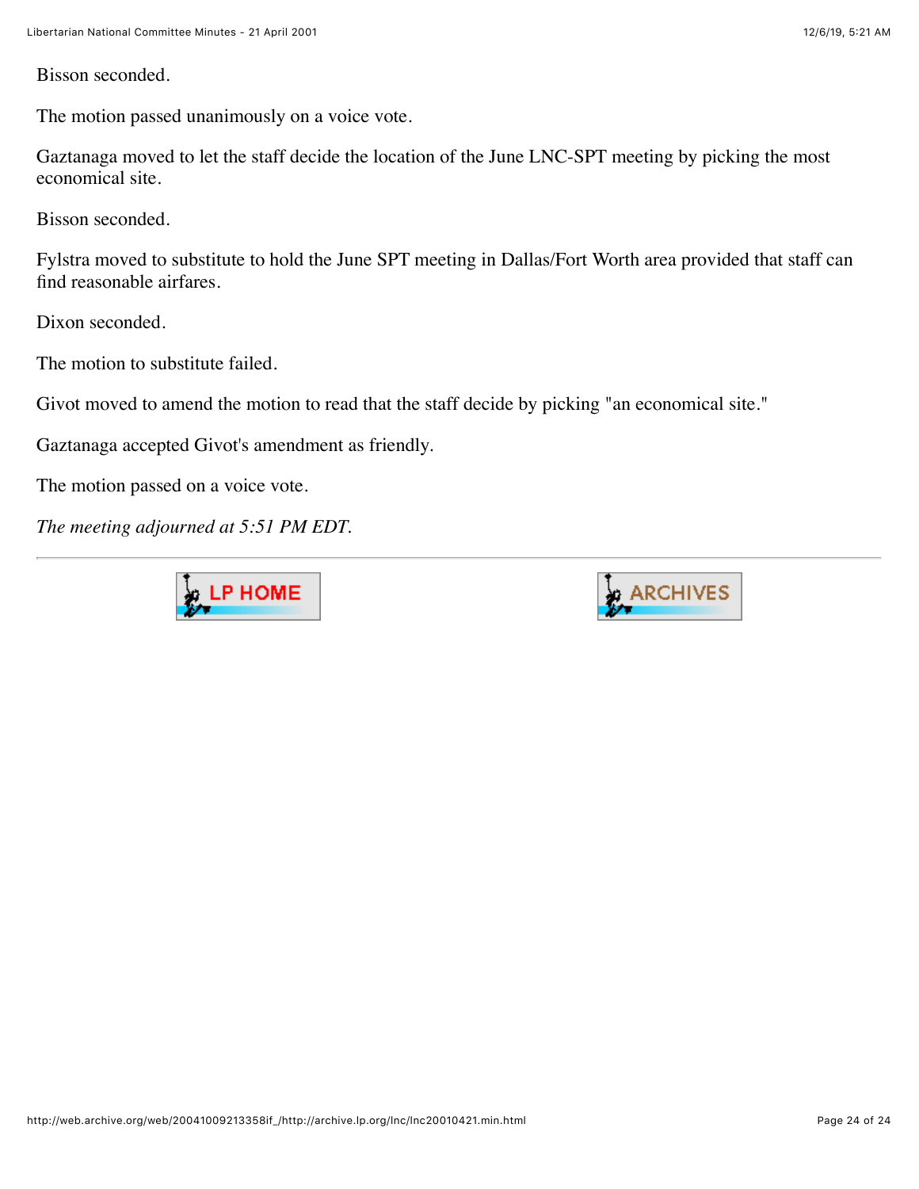Bisson seconded.

The motion passed unanimously on a voice vote.

Gaztanaga moved to let the staff decide the location of the June LNC-SPT meeting by picking the most economical site.

Bisson seconded.

Fylstra moved to substitute to hold the June SPT meeting in Dallas/Fort Worth area provided that staff can find reasonable airfares.

Dixon seconded.

The motion to substitute failed.

Givot moved to amend the motion to read that the staff decide by picking "an economical site."

Gaztanaga accepted Givot's amendment as friendly.

The motion passed on a voice vote.

*The meeting adjourned at 5:51 PM EDT.*

---

LP HOME ARCHIVES